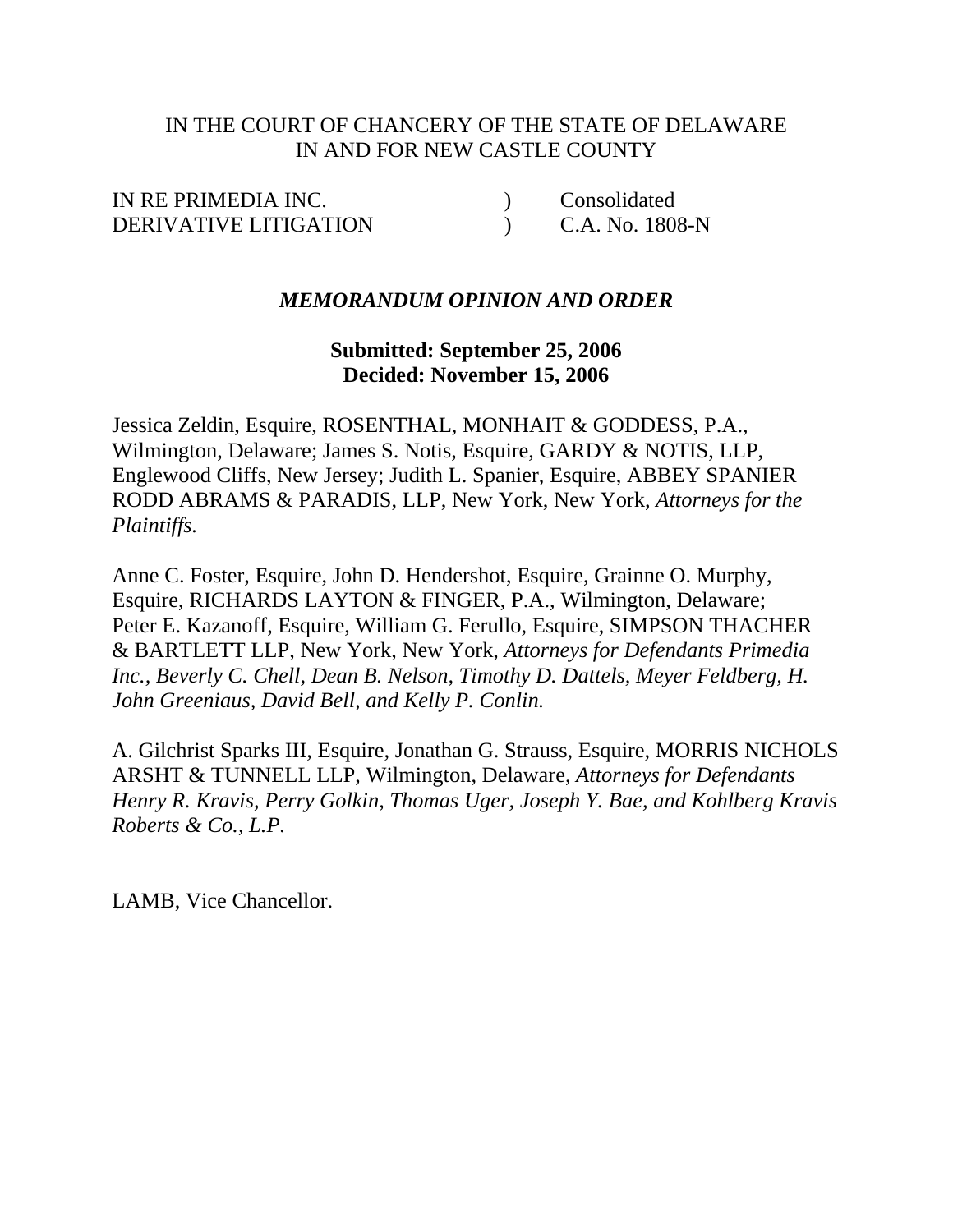IN THE COURT OF CHANCERY OF THE STATE OF DELAWARE
IN AND FOR NEW CASTLE COUNTY

| | | |
|---|---|---|
| IN RE PRIMEDIA INC. | ) | Consolidated |
| DERIVATIVE LITIGATION | ) | C.A. No. 1808-N |

## *MEMORANDUM OPINION AND ORDER*

**Submitted: September 25, 2006**
**Decided: November 15, 2006**

Jessica Zeldin, Esquire, ROSENTHAL, MONHAIT & GODDESS, P.A., Wilmington, Delaware; James S. Notis, Esquire, GARDY & NOTIS, LLP, Englewood Cliffs, New Jersey; Judith L. Spanier, Esquire, ABBEY SPANIER RODD ABRAMS & PARADIS, LLP, New York, New York, *Attorneys for the Plaintiffs.*

Anne C. Foster, Esquire, John D. Hendershot, Esquire, Grainne O. Murphy, Esquire, RICHARDS LAYTON & FINGER, P.A., Wilmington, Delaware; Peter E. Kazanoff, Esquire, William G. Ferullo, Esquire, SIMPSON THACHER & BARTLETT LLP, New York, New York, *Attorneys for Defendants Primedia Inc., Beverly C. Chell, Dean B. Nelson, Timothy D. Dattels, Meyer Feldberg, H. John Greeniaus, David Bell, and Kelly P. Conlin.*

A. Gilchrist Sparks III, Esquire, Jonathan G. Strauss, Esquire, MORRIS NICHOLS ARSHT & TUNNELL LLP, Wilmington, Delaware, *Attorneys for Defendants Henry R. Kravis, Perry Golkin, Thomas Uger, Joseph Y. Bae, and Kohlberg Kravis Roberts & Co., L.P.*

LAMB, Vice Chancellor.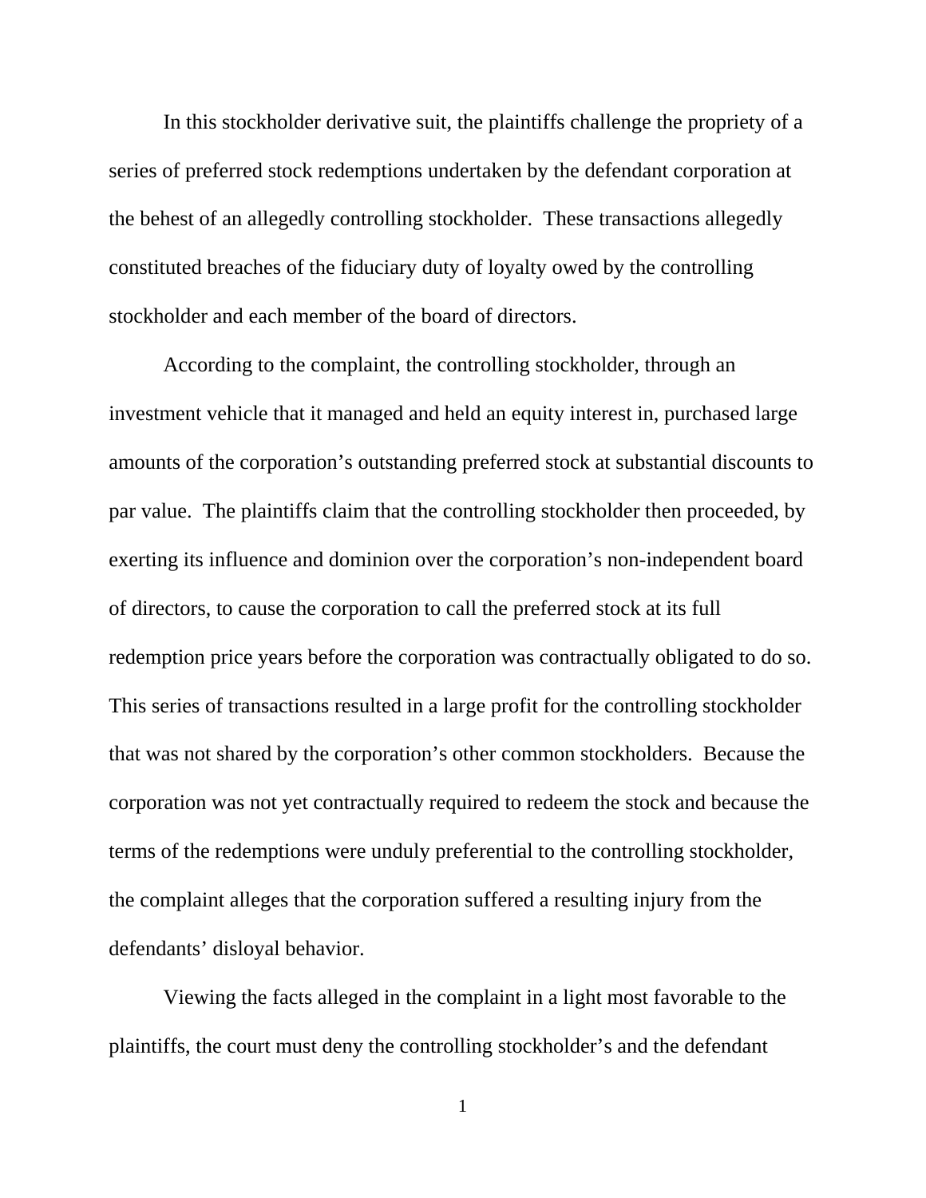In this stockholder derivative suit, the plaintiffs challenge the propriety of a series of preferred stock redemptions undertaken by the defendant corporation at the behest of an allegedly controlling stockholder. These transactions allegedly constituted breaches of the fiduciary duty of loyalty owed by the controlling stockholder and each member of the board of directors.

According to the complaint, the controlling stockholder, through an investment vehicle that it managed and held an equity interest in, purchased large amounts of the corporation's outstanding preferred stock at substantial discounts to par value. The plaintiffs claim that the controlling stockholder then proceeded, by exerting its influence and dominion over the corporation's non-independent board of directors, to cause the corporation to call the preferred stock at its full redemption price years before the corporation was contractually obligated to do so. This series of transactions resulted in a large profit for the controlling stockholder that was not shared by the corporation's other common stockholders. Because the corporation was not yet contractually required to redeem the stock and because the terms of the redemptions were unduly preferential to the controlling stockholder, the complaint alleges that the corporation suffered a resulting injury from the defendants' disloyal behavior.

Viewing the facts alleged in the complaint in a light most favorable to the plaintiffs, the court must deny the controlling stockholder's and the defendant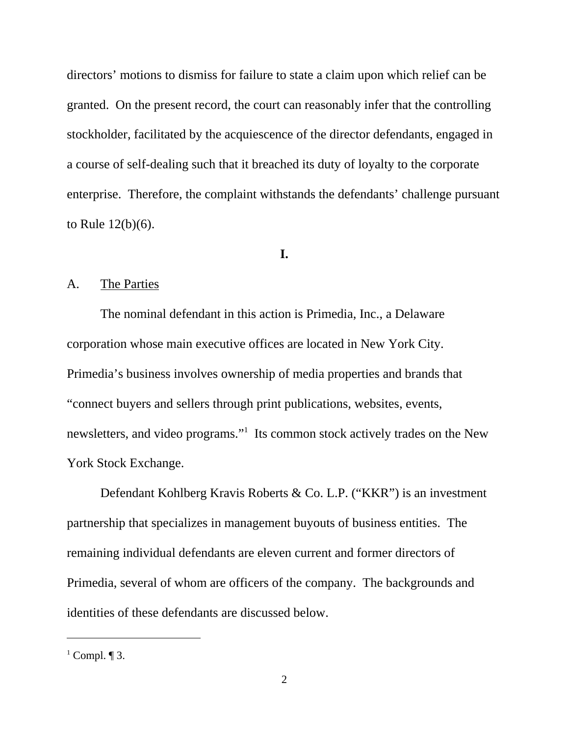directors' motions to dismiss for failure to state a claim upon which relief can be granted. On the present record, the court can reasonably infer that the controlling stockholder, facilitated by the acquiescence of the director defendants, engaged in a course of self-dealing such that it breached its duty of loyalty to the corporate enterprise. Therefore, the complaint withstands the defendants' challenge pursuant to Rule 12(b)(6).

## I.

### A. The Parties

The nominal defendant in this action is Primedia, Inc., a Delaware corporation whose main executive offices are located in New York City. Primedia's business involves ownership of media properties and brands that "connect buyers and sellers through print publications, websites, events, newsletters, and video programs."[1] Its common stock actively trades on the New York Stock Exchange.

Defendant Kohlberg Kravis Roberts & Co. L.P. ("KKR") is an investment partnership that specializes in management buyouts of business entities. The remaining individual defendants are eleven current and former directors of Primedia, several of whom are officers of the company. The backgrounds and identities of these defendants are discussed below.

---

[1] Compl. ¶ 3.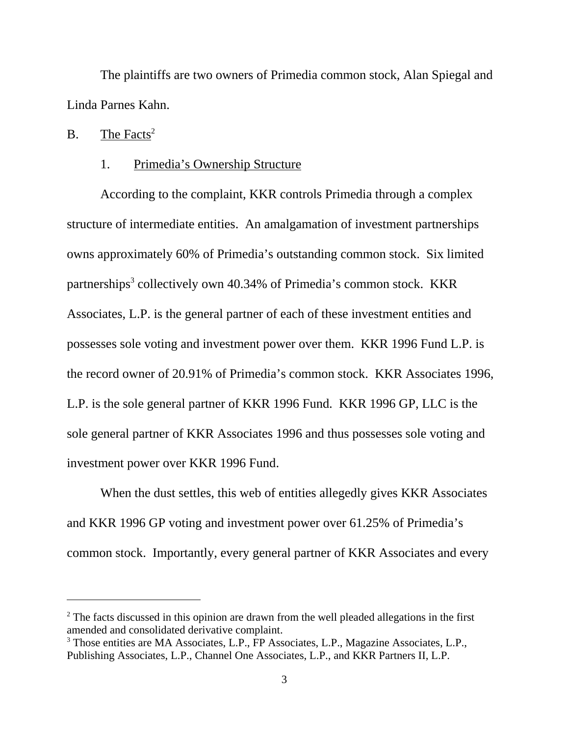The plaintiffs are two owners of Primedia common stock, Alan Spiegal and Linda Parnes Kahn.

B. The Facts[2]

1. Primedia's Ownership Structure

According to the complaint, KKR controls Primedia through a complex structure of intermediate entities. An amalgamation of investment partnerships owns approximately 60% of Primedia's outstanding common stock. Six limited partnerships[3] collectively own 40.34% of Primedia's common stock. KKR Associates, L.P. is the general partner of each of these investment entities and possesses sole voting and investment power over them. KKR 1996 Fund L.P. is the record owner of 20.91% of Primedia's common stock. KKR Associates 1996, L.P. is the sole general partner of KKR 1996 Fund. KKR 1996 GP, LLC is the sole general partner of KKR Associates 1996 and thus possesses sole voting and investment power over KKR 1996 Fund.

When the dust settles, this web of entities allegedly gives KKR Associates and KKR 1996 GP voting and investment power over 61.25% of Primedia's common stock. Importantly, every general partner of KKR Associates and every

---

[2] The facts discussed in this opinion are drawn from the well pleaded allegations in the first amended and consolidated derivative complaint.

[3] Those entities are MA Associates, L.P., FP Associates, L.P., Magazine Associates, L.P., Publishing Associates, L.P., Channel One Associates, L.P., and KKR Partners II, L.P.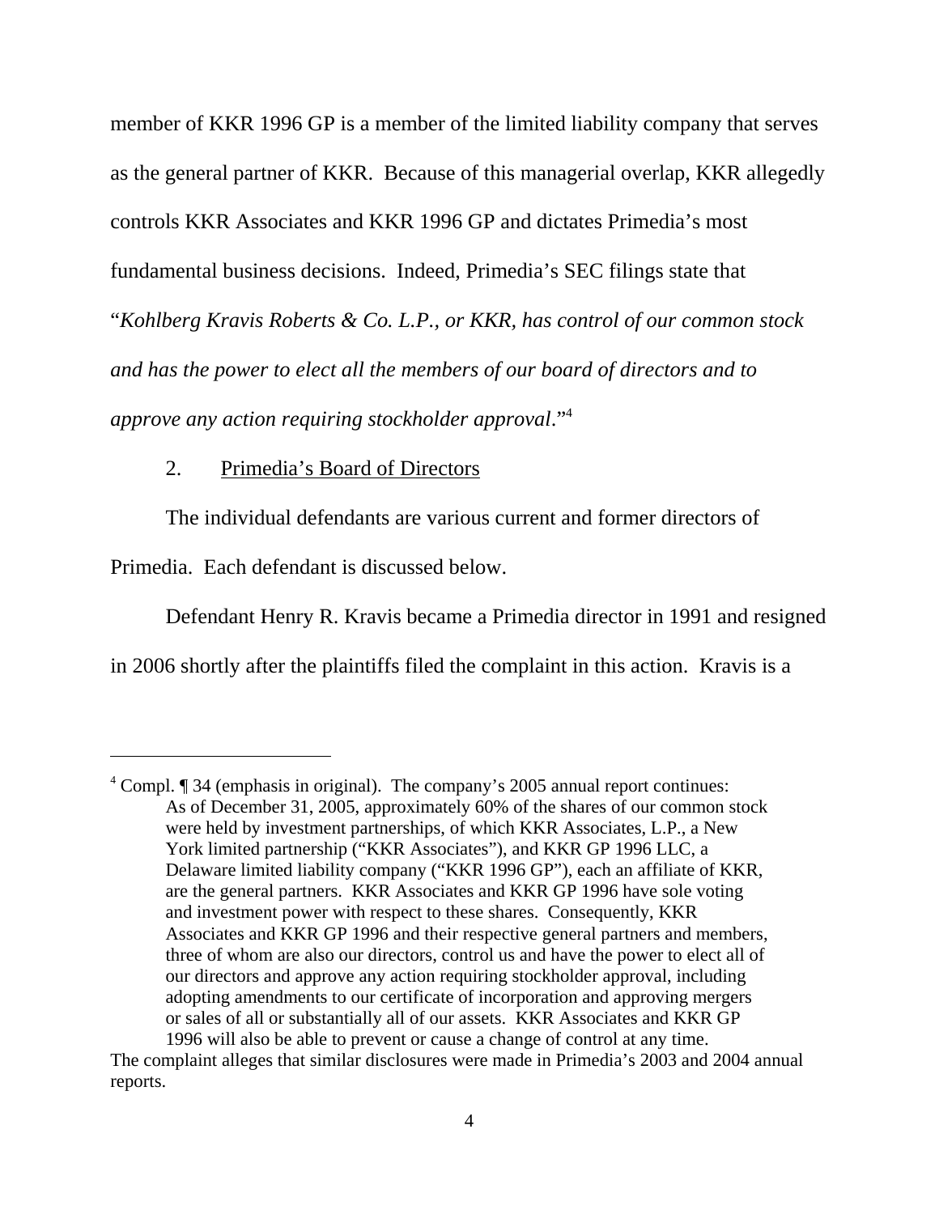member of KKR 1996 GP is a member of the limited liability company that serves as the general partner of KKR. Because of this managerial overlap, KKR allegedly controls KKR Associates and KKR 1996 GP and dictates Primedia's most fundamental business decisions. Indeed, Primedia's SEC filings state that "*Kohlberg Kravis Roberts & Co. L.P., or KKR, has control of our common stock and has the power to elect all the members of our board of directors and to approve any action requiring stockholder approval*."[4]

2. Primedia's Board of Directors

The individual defendants are various current and former directors of Primedia. Each defendant is discussed below.

Defendant Henry R. Kravis became a Primedia director in 1991 and resigned in 2006 shortly after the plaintiffs filed the complaint in this action. Kravis is a

---

[4] Compl. ¶ 34 (emphasis in original). The company's 2005 annual report continues:

> As of December 31, 2005, approximately 60% of the shares of our common stock were held by investment partnerships, of which KKR Associates, L.P., a New York limited partnership ("KKR Associates"), and KKR GP 1996 LLC, a Delaware limited liability company ("KKR 1996 GP"), each an affiliate of KKR, are the general partners. KKR Associates and KKR GP 1996 have sole voting and investment power with respect to these shares. Consequently, KKR Associates and KKR GP 1996 and their respective general partners and members, three of whom are also our directors, control us and have the power to elect all of our directors and approve any action requiring stockholder approval, including adopting amendments to our certificate of incorporation and approving mergers or sales of all or substantially all of our assets. KKR Associates and KKR GP 1996 will also be able to prevent or cause a change of control at any time.

The complaint alleges that similar disclosures were made in Primedia's 2003 and 2004 annual reports.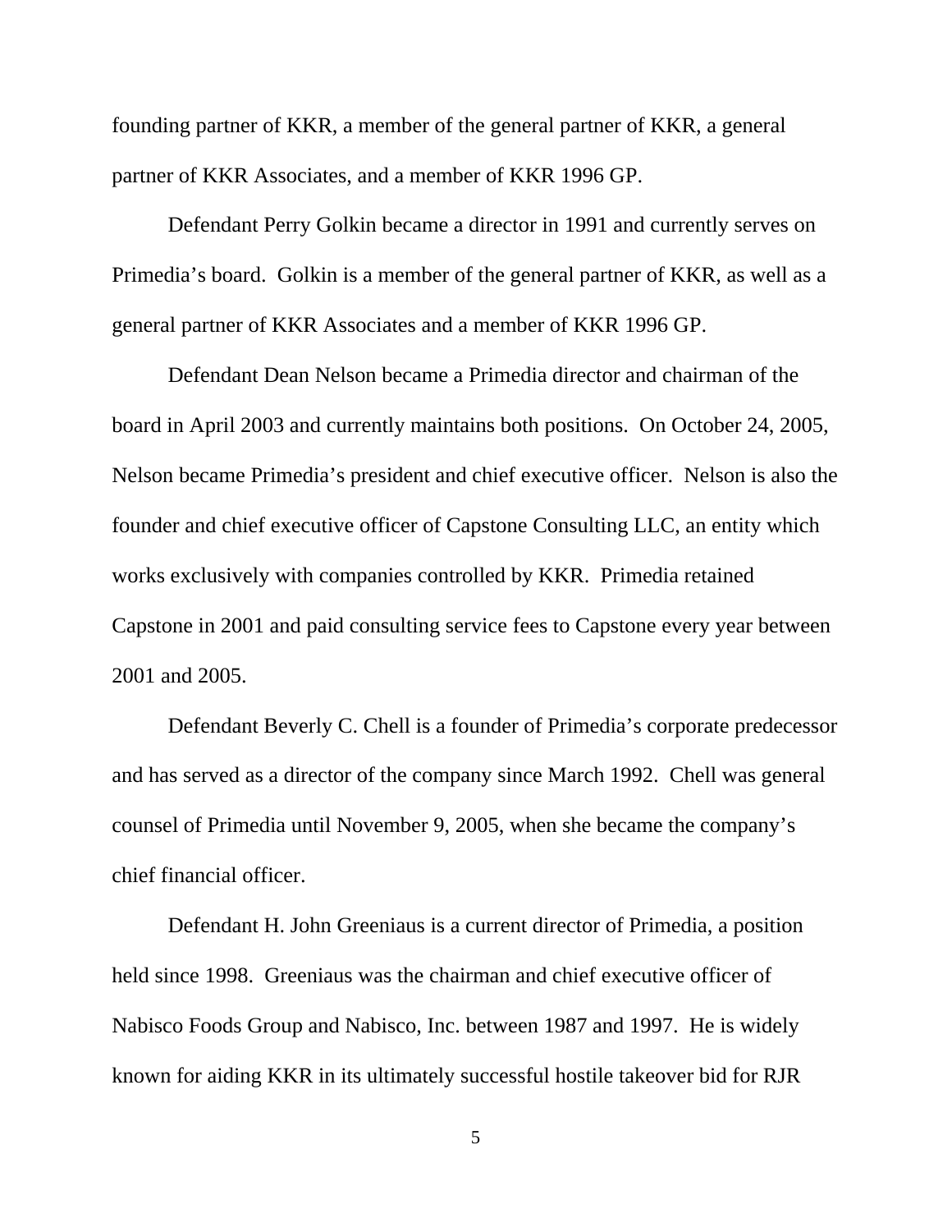founding partner of KKR, a member of the general partner of KKR, a general partner of KKR Associates, and a member of KKR 1996 GP.

Defendant Perry Golkin became a director in 1991 and currently serves on Primedia's board. Golkin is a member of the general partner of KKR, as well as a general partner of KKR Associates and a member of KKR 1996 GP.

Defendant Dean Nelson became a Primedia director and chairman of the board in April 2003 and currently maintains both positions. On October 24, 2005, Nelson became Primedia's president and chief executive officer. Nelson is also the founder and chief executive officer of Capstone Consulting LLC, an entity which works exclusively with companies controlled by KKR. Primedia retained Capstone in 2001 and paid consulting service fees to Capstone every year between 2001 and 2005.

Defendant Beverly C. Chell is a founder of Primedia's corporate predecessor and has served as a director of the company since March 1992. Chell was general counsel of Primedia until November 9, 2005, when she became the company's chief financial officer.

Defendant H. John Greeniaus is a current director of Primedia, a position held since 1998. Greeniaus was the chairman and chief executive officer of Nabisco Foods Group and Nabisco, Inc. between 1987 and 1997. He is widely known for aiding KKR in its ultimately successful hostile takeover bid for RJR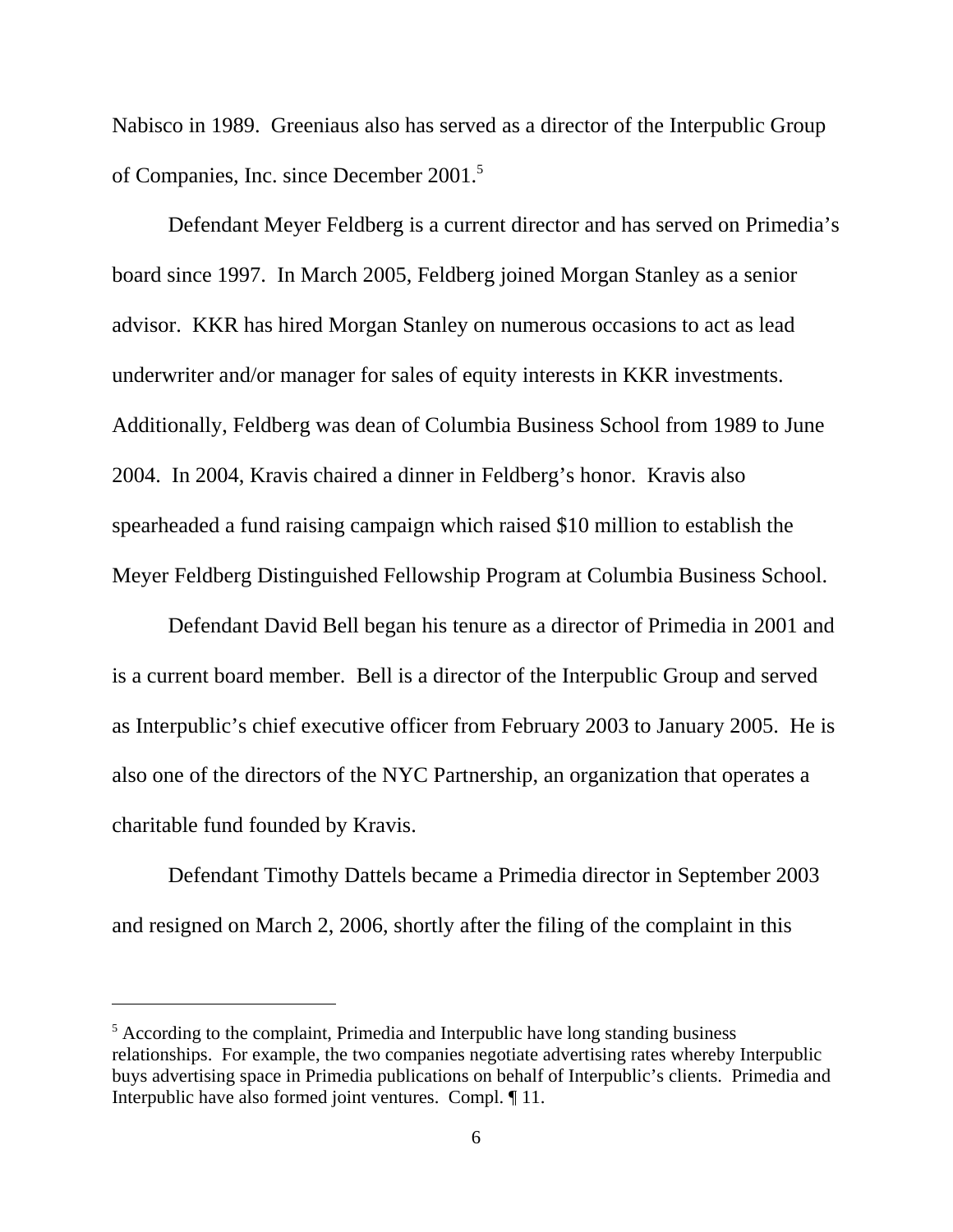Nabisco in 1989. Greeniaus also has served as a director of the Interpublic Group of Companies, Inc. since December 2001.[5]

Defendant Meyer Feldberg is a current director and has served on Primedia's board since 1997. In March 2005, Feldberg joined Morgan Stanley as a senior advisor. KKR has hired Morgan Stanley on numerous occasions to act as lead underwriter and/or manager for sales of equity interests in KKR investments. Additionally, Feldberg was dean of Columbia Business School from 1989 to June 2004. In 2004, Kravis chaired a dinner in Feldberg's honor. Kravis also spearheaded a fund raising campaign which raised $10 million to establish the Meyer Feldberg Distinguished Fellowship Program at Columbia Business School.

Defendant David Bell began his tenure as a director of Primedia in 2001 and is a current board member. Bell is a director of the Interpublic Group and served as Interpublic's chief executive officer from February 2003 to January 2005. He is also one of the directors of the NYC Partnership, an organization that operates a charitable fund founded by Kravis.

Defendant Timothy Dattels became a Primedia director in September 2003 and resigned on March 2, 2006, shortly after the filing of the complaint in this

---

[5] According to the complaint, Primedia and Interpublic have long standing business relationships. For example, the two companies negotiate advertising rates whereby Interpublic buys advertising space in Primedia publications on behalf of Interpublic's clients. Primedia and Interpublic have also formed joint ventures. Compl. ¶ 11.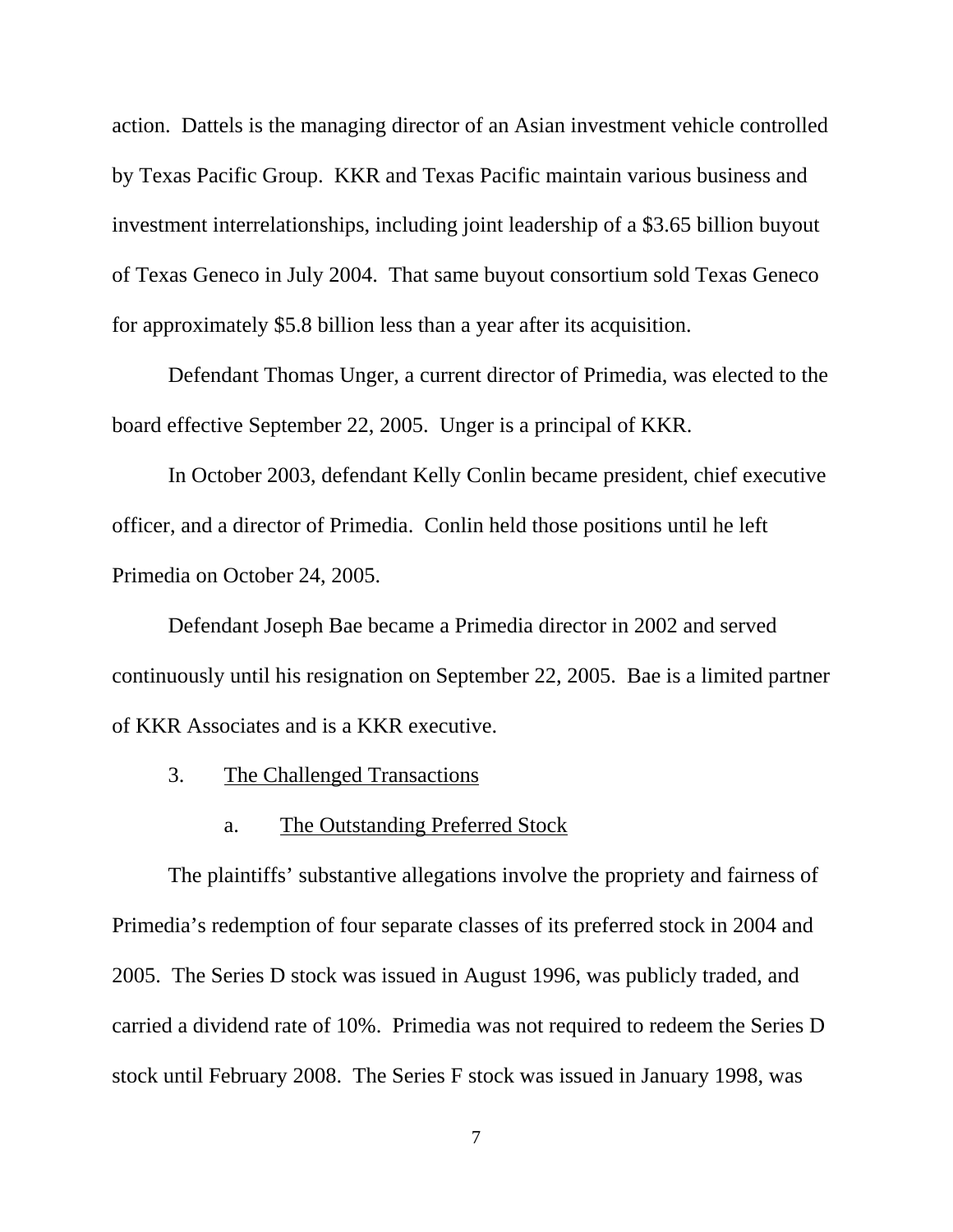action. Dattels is the managing director of an Asian investment vehicle controlled by Texas Pacific Group. KKR and Texas Pacific maintain various business and investment interrelationships, including joint leadership of a $3.65 billion buyout of Texas Geneco in July 2004. That same buyout consortium sold Texas Geneco for approximately $5.8 billion less than a year after its acquisition.

Defendant Thomas Unger, a current director of Primedia, was elected to the board effective September 22, 2005. Unger is a principal of KKR.

In October 2003, defendant Kelly Conlin became president, chief executive officer, and a director of Primedia. Conlin held those positions until he left Primedia on October 24, 2005.

Defendant Joseph Bae became a Primedia director in 2002 and served continuously until his resignation on September 22, 2005. Bae is a limited partner of KKR Associates and is a KKR executive.

3. The Challenged Transactions

a. The Outstanding Preferred Stock

The plaintiffs' substantive allegations involve the propriety and fairness of Primedia's redemption of four separate classes of its preferred stock in 2004 and 2005. The Series D stock was issued in August 1996, was publicly traded, and carried a dividend rate of 10%. Primedia was not required to redeem the Series D stock until February 2008. The Series F stock was issued in January 1998, was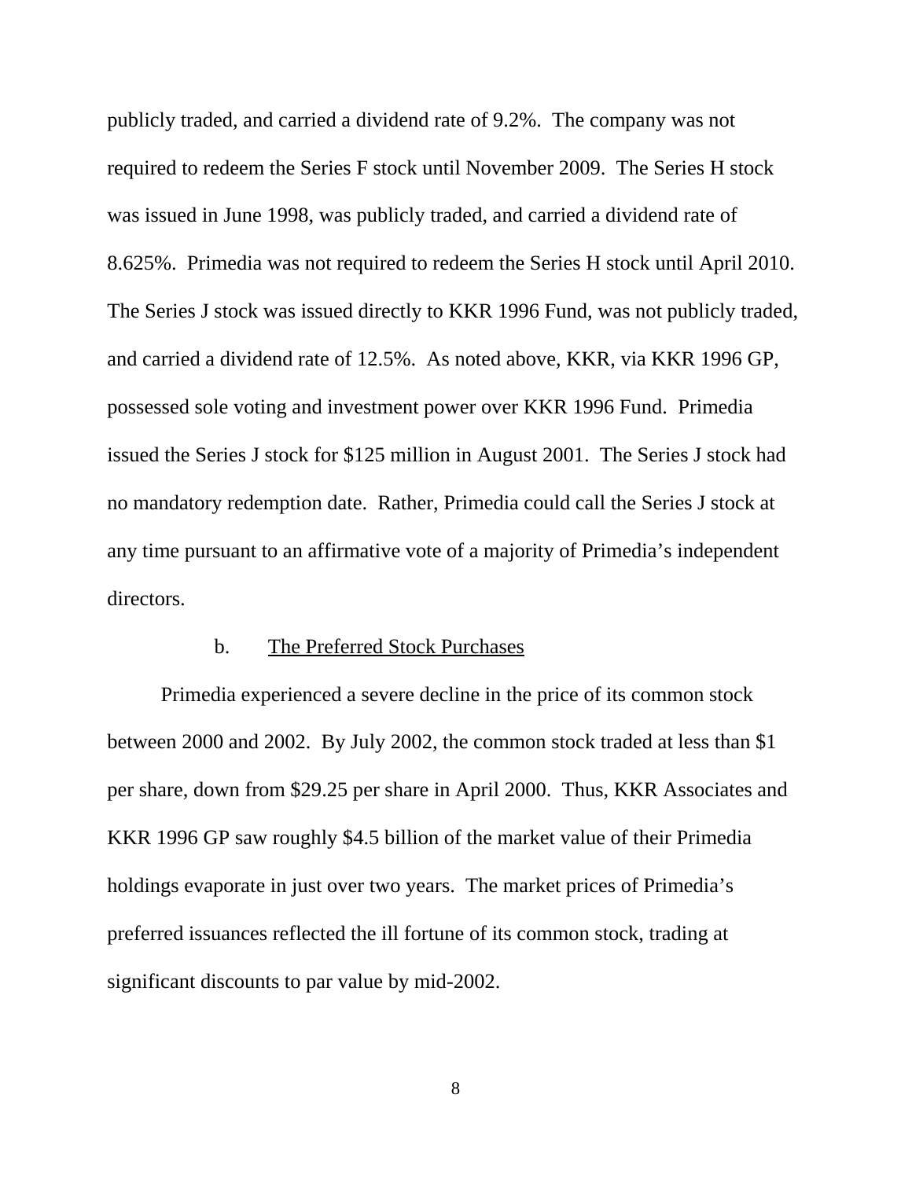publicly traded, and carried a dividend rate of 9.2%. The company was not required to redeem the Series F stock until November 2009. The Series H stock was issued in June 1998, was publicly traded, and carried a dividend rate of 8.625%. Primedia was not required to redeem the Series H stock until April 2010. The Series J stock was issued directly to KKR 1996 Fund, was not publicly traded, and carried a dividend rate of 12.5%. As noted above, KKR, via KKR 1996 GP, possessed sole voting and investment power over KKR 1996 Fund. Primedia issued the Series J stock for $125 million in August 2001. The Series J stock had no mandatory redemption date. Rather, Primedia could call the Series J stock at any time pursuant to an affirmative vote of a majority of Primedia's independent directors.

b. The Preferred Stock Purchases

Primedia experienced a severe decline in the price of its common stock between 2000 and 2002. By July 2002, the common stock traded at less than $1 per share, down from $29.25 per share in April 2000. Thus, KKR Associates and KKR 1996 GP saw roughly $4.5 billion of the market value of their Primedia holdings evaporate in just over two years. The market prices of Primedia's preferred issuances reflected the ill fortune of its common stock, trading at significant discounts to par value by mid-2002.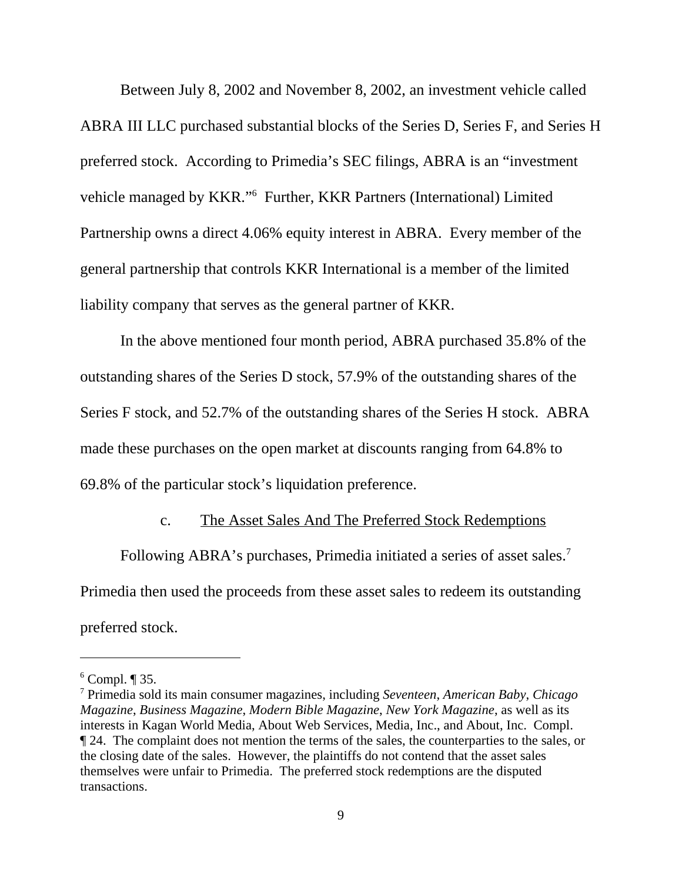Between July 8, 2002 and November 8, 2002, an investment vehicle called ABRA III LLC purchased substantial blocks of the Series D, Series F, and Series H preferred stock. According to Primedia's SEC filings, ABRA is an "investment vehicle managed by KKR."[6] Further, KKR Partners (International) Limited Partnership owns a direct 4.06% equity interest in ABRA. Every member of the general partnership that controls KKR International is a member of the limited liability company that serves as the general partner of KKR.

In the above mentioned four month period, ABRA purchased 35.8% of the outstanding shares of the Series D stock, 57.9% of the outstanding shares of the Series F stock, and 52.7% of the outstanding shares of the Series H stock. ABRA made these purchases on the open market at discounts ranging from 64.8% to 69.8% of the particular stock's liquidation preference.

c. <u>The Asset Sales And The Preferred Stock Redemptions</u>

Following ABRA's purchases, Primedia initiated a series of asset sales.[7] Primedia then used the proceeds from these asset sales to redeem its outstanding preferred stock.

---

[6] Compl. ¶ 35.

[7] Primedia sold its main consumer magazines, including *Seventeen*, *American Baby*, *Chicago Magazine*, *Business Magazine*, *Modern Bible Magazine*, *New York Magazine*, as well as its interests in Kagan World Media, About Web Services, Media, Inc., and About, Inc. Compl. ¶ 24. The complaint does not mention the terms of the sales, the counterparties to the sales, or the closing date of the sales. However, the plaintiffs do not contend that the asset sales themselves were unfair to Primedia. The preferred stock redemptions are the disputed transactions.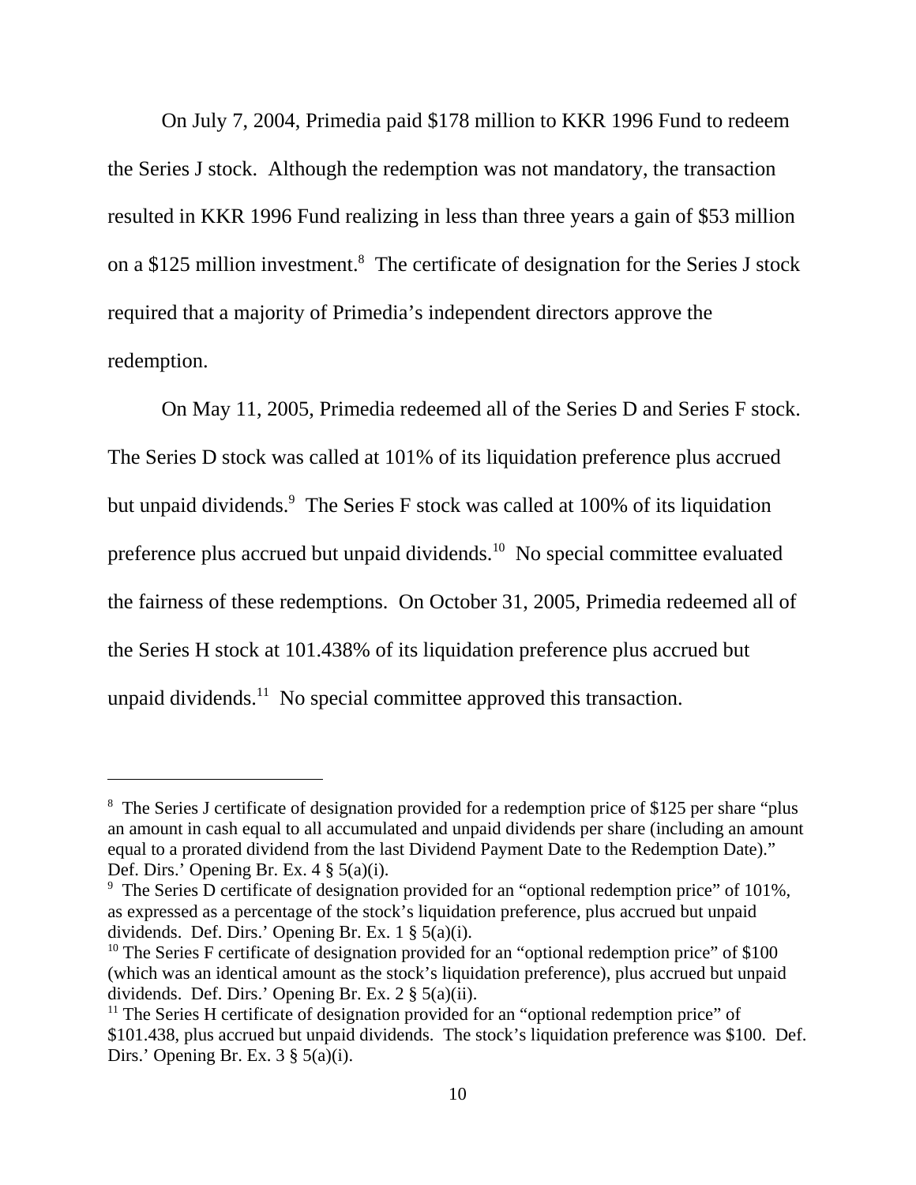On July 7, 2004, Primedia paid $178 million to KKR 1996 Fund to redeem the Series J stock. Although the redemption was not mandatory, the transaction resulted in KKR 1996 Fund realizing in less than three years a gain of $53 million on a $125 million investment.[8] The certificate of designation for the Series J stock required that a majority of Primedia's independent directors approve the redemption.

On May 11, 2005, Primedia redeemed all of the Series D and Series F stock. The Series D stock was called at 101% of its liquidation preference plus accrued but unpaid dividends.[9] The Series F stock was called at 100% of its liquidation preference plus accrued but unpaid dividends.[10] No special committee evaluated the fairness of these redemptions. On October 31, 2005, Primedia redeemed all of the Series H stock at 101.438% of its liquidation preference plus accrued but unpaid dividends.[11] No special committee approved this transaction.

---

[8] The Series J certificate of designation provided for a redemption price of $125 per share "plus an amount in cash equal to all accumulated and unpaid dividends per share (including an amount equal to a prorated dividend from the last Dividend Payment Date to the Redemption Date)." Def. Dirs.' Opening Br. Ex. 4 § 5(a)(i).

[9] The Series D certificate of designation provided for an "optional redemption price" of 101%, as expressed as a percentage of the stock's liquidation preference, plus accrued but unpaid dividends. Def. Dirs.' Opening Br. Ex. 1 § 5(a)(i).

[10] The Series F certificate of designation provided for an "optional redemption price" of $100 (which was an identical amount as the stock's liquidation preference), plus accrued but unpaid dividends. Def. Dirs.' Opening Br. Ex. 2 § 5(a)(ii).

[11] The Series H certificate of designation provided for an "optional redemption price" of $101.438, plus accrued but unpaid dividends. The stock's liquidation preference was $100. Def. Dirs.' Opening Br. Ex. 3 § 5(a)(i).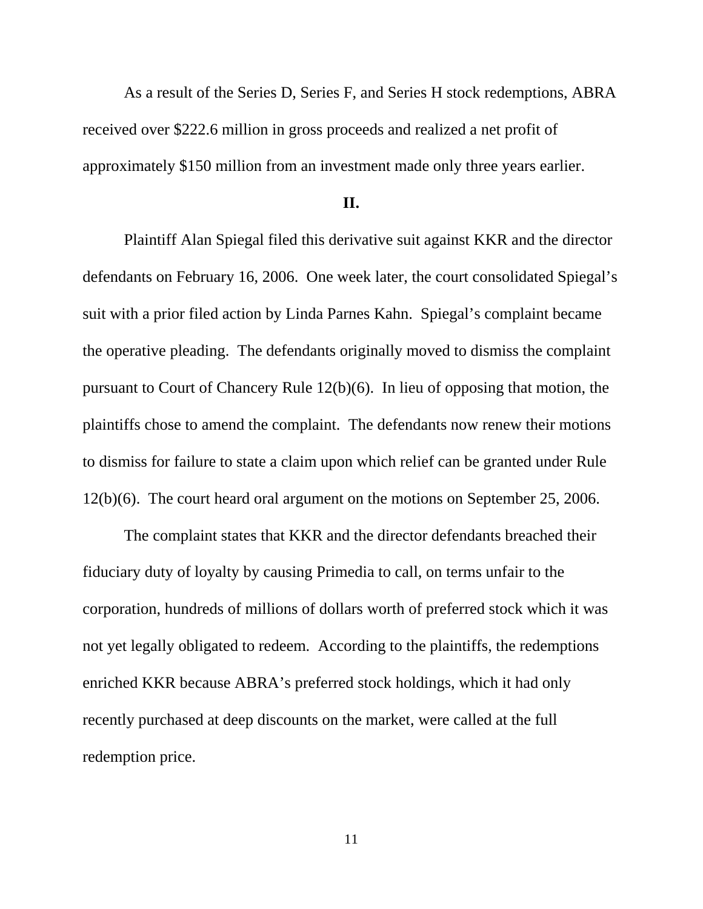As a result of the Series D, Series F, and Series H stock redemptions, ABRA received over $222.6 million in gross proceeds and realized a net profit of approximately $150 million from an investment made only three years earlier.

## II.

Plaintiff Alan Spiegal filed this derivative suit against KKR and the director defendants on February 16, 2006. One week later, the court consolidated Spiegal's suit with a prior filed action by Linda Parnes Kahn. Spiegal's complaint became the operative pleading. The defendants originally moved to dismiss the complaint pursuant to Court of Chancery Rule 12(b)(6). In lieu of opposing that motion, the plaintiffs chose to amend the complaint. The defendants now renew their motions to dismiss for failure to state a claim upon which relief can be granted under Rule 12(b)(6). The court heard oral argument on the motions on September 25, 2006.

The complaint states that KKR and the director defendants breached their fiduciary duty of loyalty by causing Primedia to call, on terms unfair to the corporation, hundreds of millions of dollars worth of preferred stock which it was not yet legally obligated to redeem. According to the plaintiffs, the redemptions enriched KKR because ABRA's preferred stock holdings, which it had only recently purchased at deep discounts on the market, were called at the full redemption price.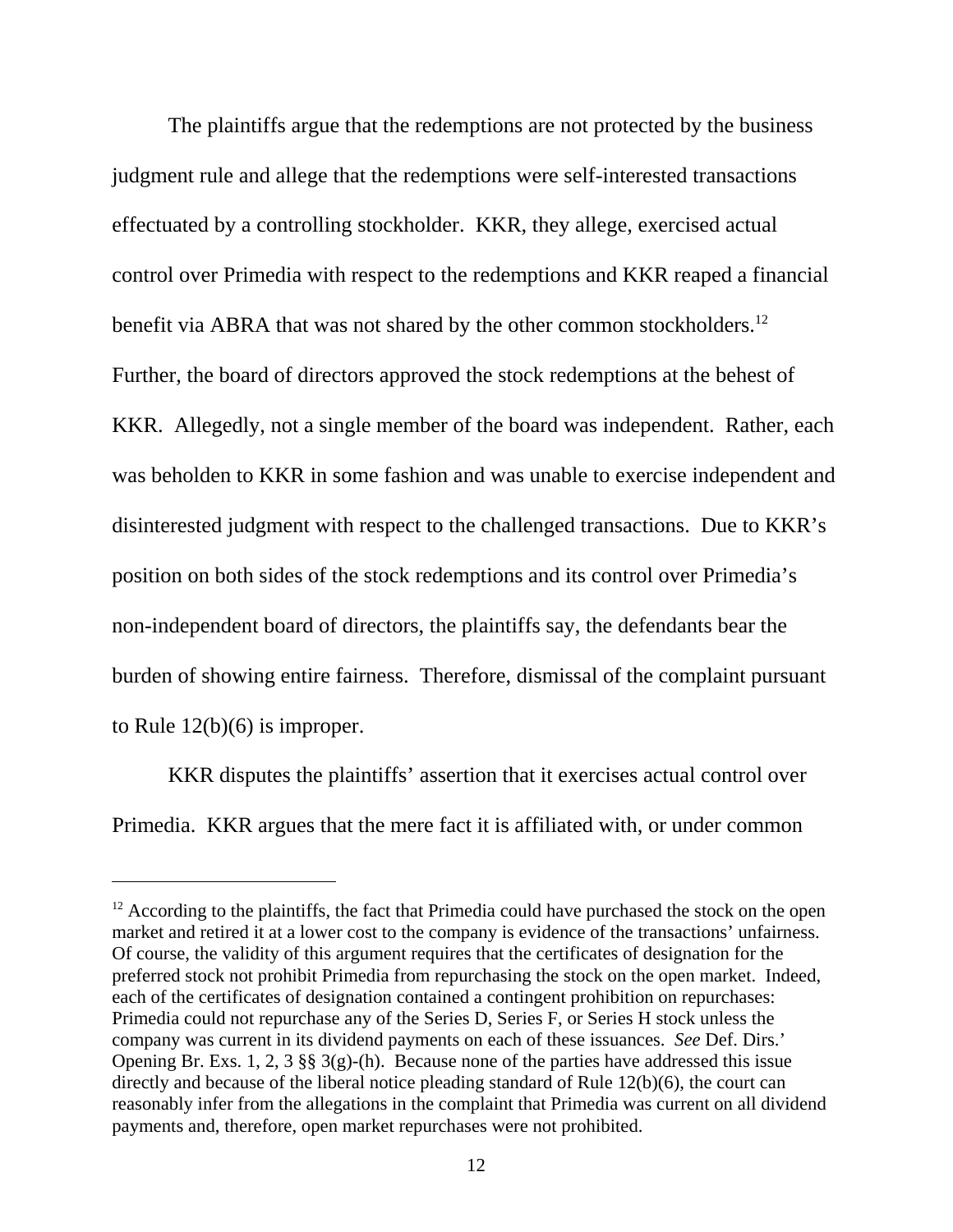The plaintiffs argue that the redemptions are not protected by the business judgment rule and allege that the redemptions were self-interested transactions effectuated by a controlling stockholder. KKR, they allege, exercised actual control over Primedia with respect to the redemptions and KKR reaped a financial benefit via ABRA that was not shared by the other common stockholders.[12] Further, the board of directors approved the stock redemptions at the behest of KKR. Allegedly, not a single member of the board was independent. Rather, each was beholden to KKR in some fashion and was unable to exercise independent and disinterested judgment with respect to the challenged transactions. Due to KKR's position on both sides of the stock redemptions and its control over Primedia's non-independent board of directors, the plaintiffs say, the defendants bear the burden of showing entire fairness. Therefore, dismissal of the complaint pursuant to Rule 12(b)(6) is improper.

KKR disputes the plaintiffs' assertion that it exercises actual control over Primedia. KKR argues that the mere fact it is affiliated with, or under common

---

[12] According to the plaintiffs, the fact that Primedia could have purchased the stock on the open market and retired it at a lower cost to the company is evidence of the transactions' unfairness. Of course, the validity of this argument requires that the certificates of designation for the preferred stock not prohibit Primedia from repurchasing the stock on the open market. Indeed, each of the certificates of designation contained a contingent prohibition on repurchases: Primedia could not repurchase any of the Series D, Series F, or Series H stock unless the company was current in its dividend payments on each of these issuances. *See* Def. Dirs.' Opening Br. Exs. 1, 2, 3 §§ 3(g)-(h). Because none of the parties have addressed this issue directly and because of the liberal notice pleading standard of Rule 12(b)(6), the court can reasonably infer from the allegations in the complaint that Primedia was current on all dividend payments and, therefore, open market repurchases were not prohibited.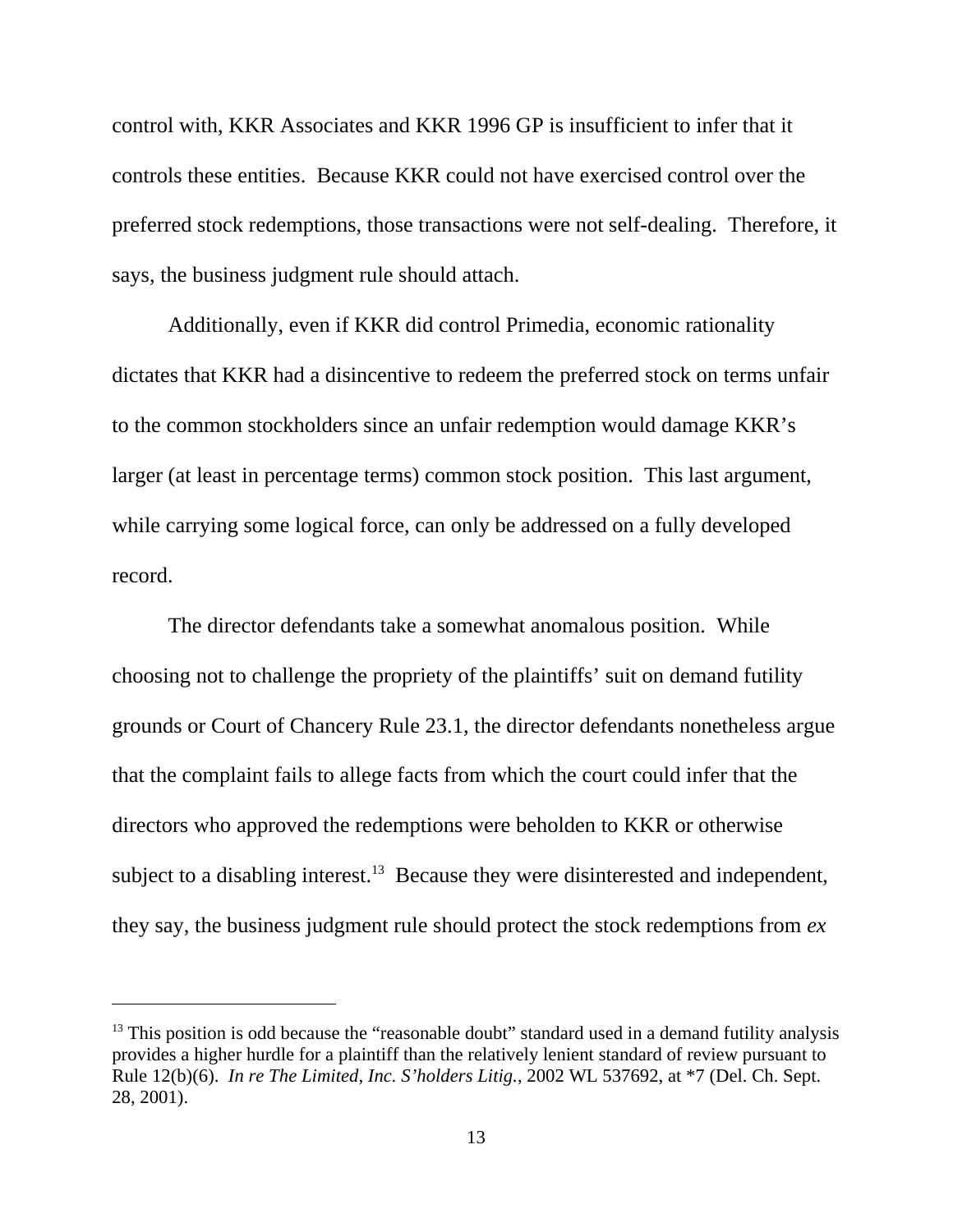control with, KKR Associates and KKR 1996 GP is insufficient to infer that it controls these entities. Because KKR could not have exercised control over the preferred stock redemptions, those transactions were not self-dealing. Therefore, it says, the business judgment rule should attach.

Additionally, even if KKR did control Primedia, economic rationality dictates that KKR had a disincentive to redeem the preferred stock on terms unfair to the common stockholders since an unfair redemption would damage KKR's larger (at least in percentage terms) common stock position. This last argument, while carrying some logical force, can only be addressed on a fully developed record.

The director defendants take a somewhat anomalous position. While choosing not to challenge the propriety of the plaintiffs' suit on demand futility grounds or Court of Chancery Rule 23.1, the director defendants nonetheless argue that the complaint fails to allege facts from which the court could infer that the directors who approved the redemptions were beholden to KKR or otherwise subject to a disabling interest.[13] Because they were disinterested and independent, they say, the business judgment rule should protect the stock redemptions from *ex*

---

[13] This position is odd because the "reasonable doubt" standard used in a demand futility analysis provides a higher hurdle for a plaintiff than the relatively lenient standard of review pursuant to Rule 12(b)(6). *In re The Limited, Inc. S'holders Litig.*, 2002 WL 537692, at *7 (Del. Ch. Sept. 28, 2001).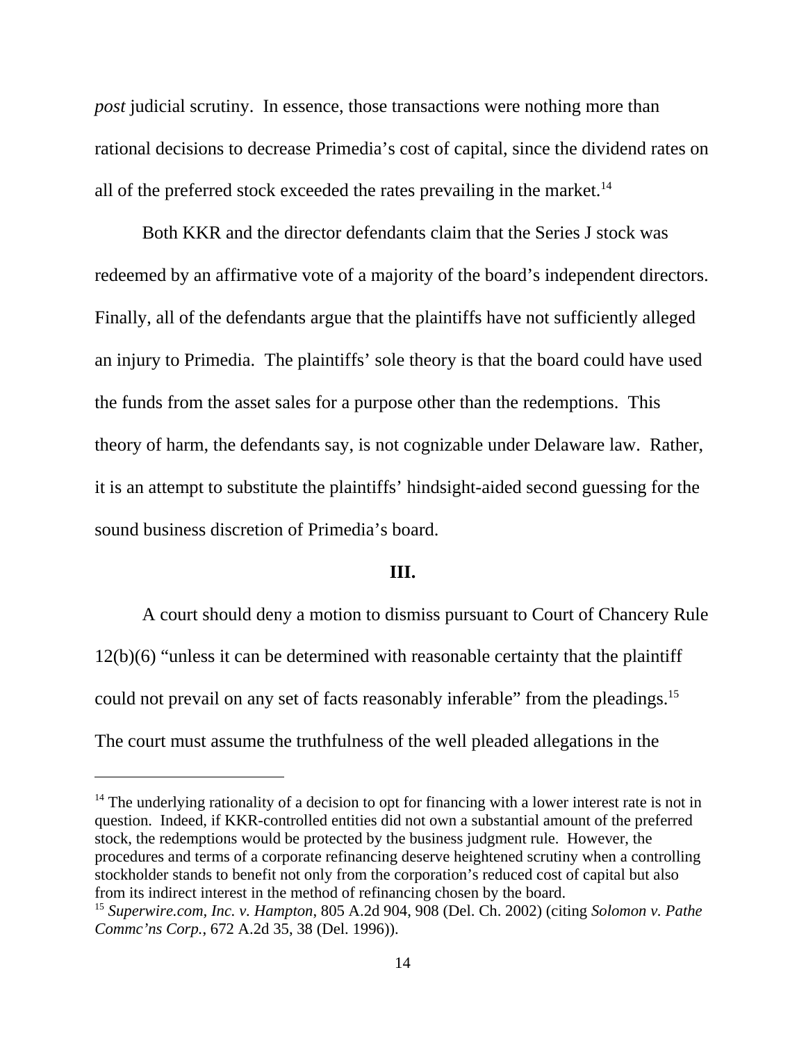*post* judicial scrutiny. In essence, those transactions were nothing more than rational decisions to decrease Primedia's cost of capital, since the dividend rates on all of the preferred stock exceeded the rates prevailing in the market.[14]

Both KKR and the director defendants claim that the Series J stock was redeemed by an affirmative vote of a majority of the board's independent directors. Finally, all of the defendants argue that the plaintiffs have not sufficiently alleged an injury to Primedia. The plaintiffs' sole theory is that the board could have used the funds from the asset sales for a purpose other than the redemptions. This theory of harm, the defendants say, is not cognizable under Delaware law. Rather, it is an attempt to substitute the plaintiffs' hindsight-aided second guessing for the sound business discretion of Primedia's board.

## III.

A court should deny a motion to dismiss pursuant to Court of Chancery Rule 12(b)(6) "unless it can be determined with reasonable certainty that the plaintiff could not prevail on any set of facts reasonably inferable" from the pleadings.[15] The court must assume the truthfulness of the well pleaded allegations in the

---

[14] The underlying rationality of a decision to opt for financing with a lower interest rate is not in question. Indeed, if KKR-controlled entities did not own a substantial amount of the preferred stock, the redemptions would be protected by the business judgment rule. However, the procedures and terms of a corporate refinancing deserve heightened scrutiny when a controlling stockholder stands to benefit not only from the corporation's reduced cost of capital but also from its indirect interest in the method of refinancing chosen by the board.

[15] *Superwire.com, Inc. v. Hampton*, 805 A.2d 904, 908 (Del. Ch. 2002) (citing *Solomon v. Pathe Commc'ns Corp.*, 672 A.2d 35, 38 (Del. 1996)).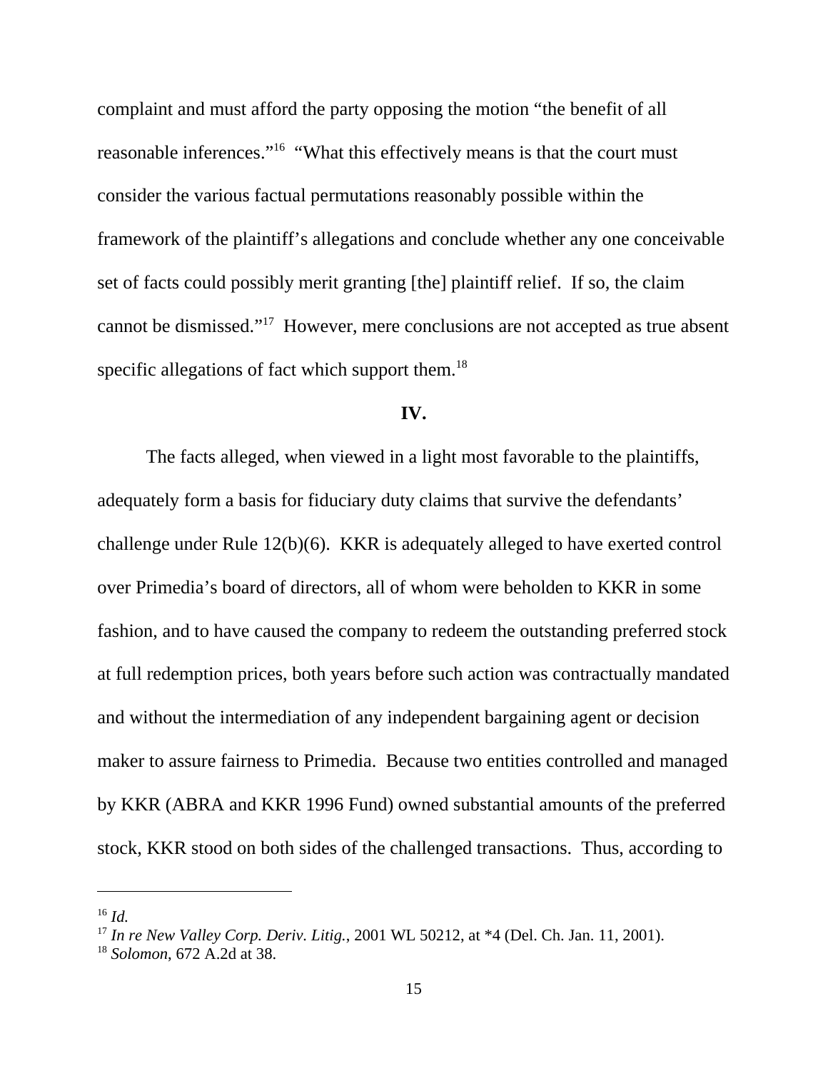complaint and must afford the party opposing the motion "the benefit of all reasonable inferences."[16] "What this effectively means is that the court must consider the various factual permutations reasonably possible within the framework of the plaintiff's allegations and conclude whether any one conceivable set of facts could possibly merit granting [the] plaintiff relief. If so, the claim cannot be dismissed."[17] However, mere conclusions are not accepted as true absent specific allegations of fact which support them.[18]

**IV.**

The facts alleged, when viewed in a light most favorable to the plaintiffs, adequately form a basis for fiduciary duty claims that survive the defendants' challenge under Rule 12(b)(6). KKR is adequately alleged to have exerted control over Primedia's board of directors, all of whom were beholden to KKR in some fashion, and to have caused the company to redeem the outstanding preferred stock at full redemption prices, both years before such action was contractually mandated and without the intermediation of any independent bargaining agent or decision maker to assure fairness to Primedia. Because two entities controlled and managed by KKR (ABRA and KKR 1996 Fund) owned substantial amounts of the preferred stock, KKR stood on both sides of the challenged transactions. Thus, according to

---

[16] *Id.*

[17] *In re New Valley Corp. Deriv. Litig.*, 2001 WL 50212, at *4 (Del. Ch. Jan. 11, 2001).

[18] *Solomon*, 672 A.2d at 38.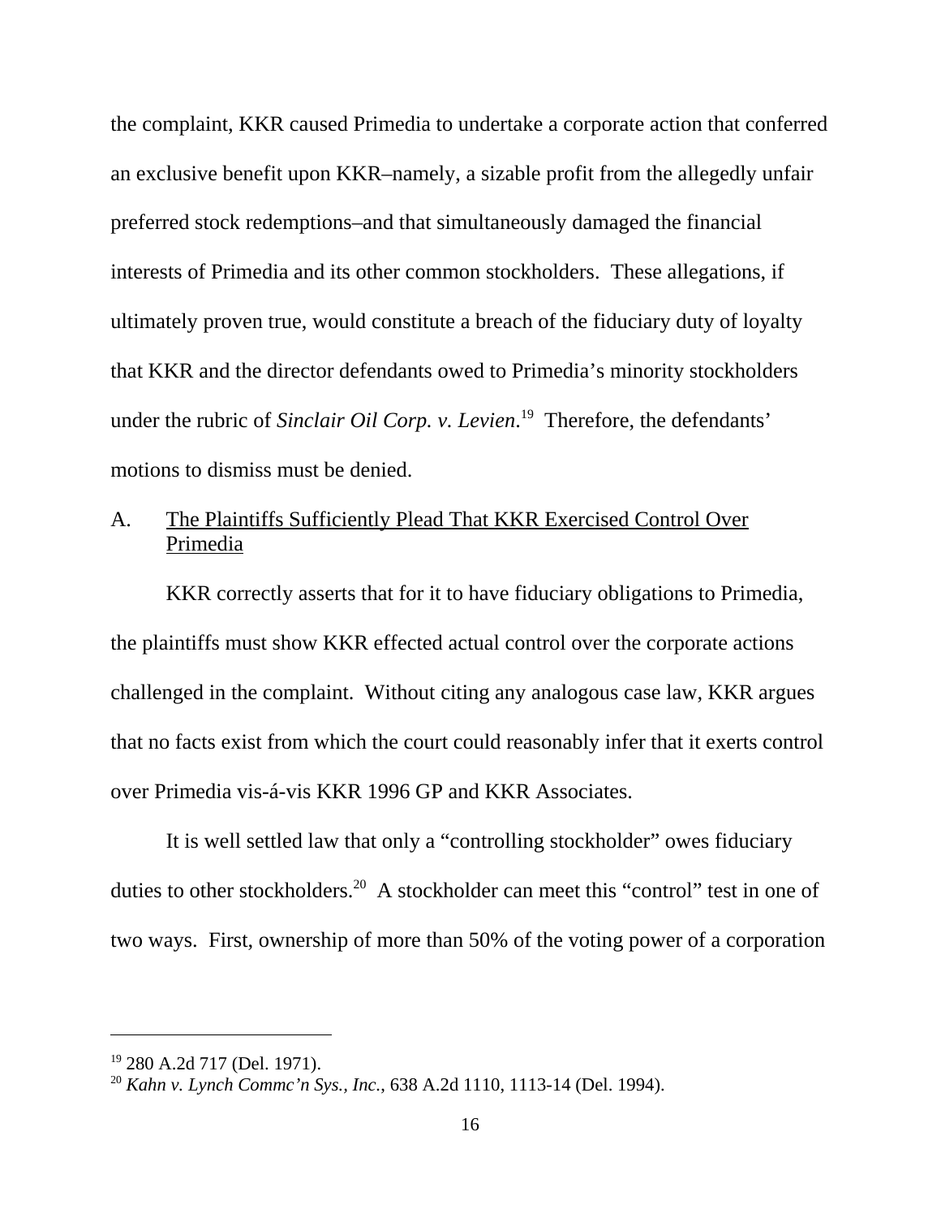the complaint, KKR caused Primedia to undertake a corporate action that conferred an exclusive benefit upon KKR–namely, a sizable profit from the allegedly unfair preferred stock redemptions–and that simultaneously damaged the financial interests of Primedia and its other common stockholders. These allegations, if ultimately proven true, would constitute a breach of the fiduciary duty of loyalty that KKR and the director defendants owed to Primedia's minority stockholders under the rubric of *Sinclair Oil Corp. v. Levien*.[19] Therefore, the defendants' motions to dismiss must be denied.

## A. <u>The Plaintiffs Sufficiently Plead That KKR Exercised Control Over Primedia</u>

KKR correctly asserts that for it to have fiduciary obligations to Primedia, the plaintiffs must show KKR effected actual control over the corporate actions challenged in the complaint. Without citing any analogous case law, KKR argues that no facts exist from which the court could reasonably infer that it exerts control over Primedia vis-á-vis KKR 1996 GP and KKR Associates.

It is well settled law that only a "controlling stockholder" owes fiduciary duties to other stockholders.[20] A stockholder can meet this "control" test in one of two ways. First, ownership of more than 50% of the voting power of a corporation

---

[19] 280 A.2d 717 (Del. 1971).

[20] *Kahn v. Lynch Commc'n Sys., Inc.*, 638 A.2d 1110, 1113-14 (Del. 1994).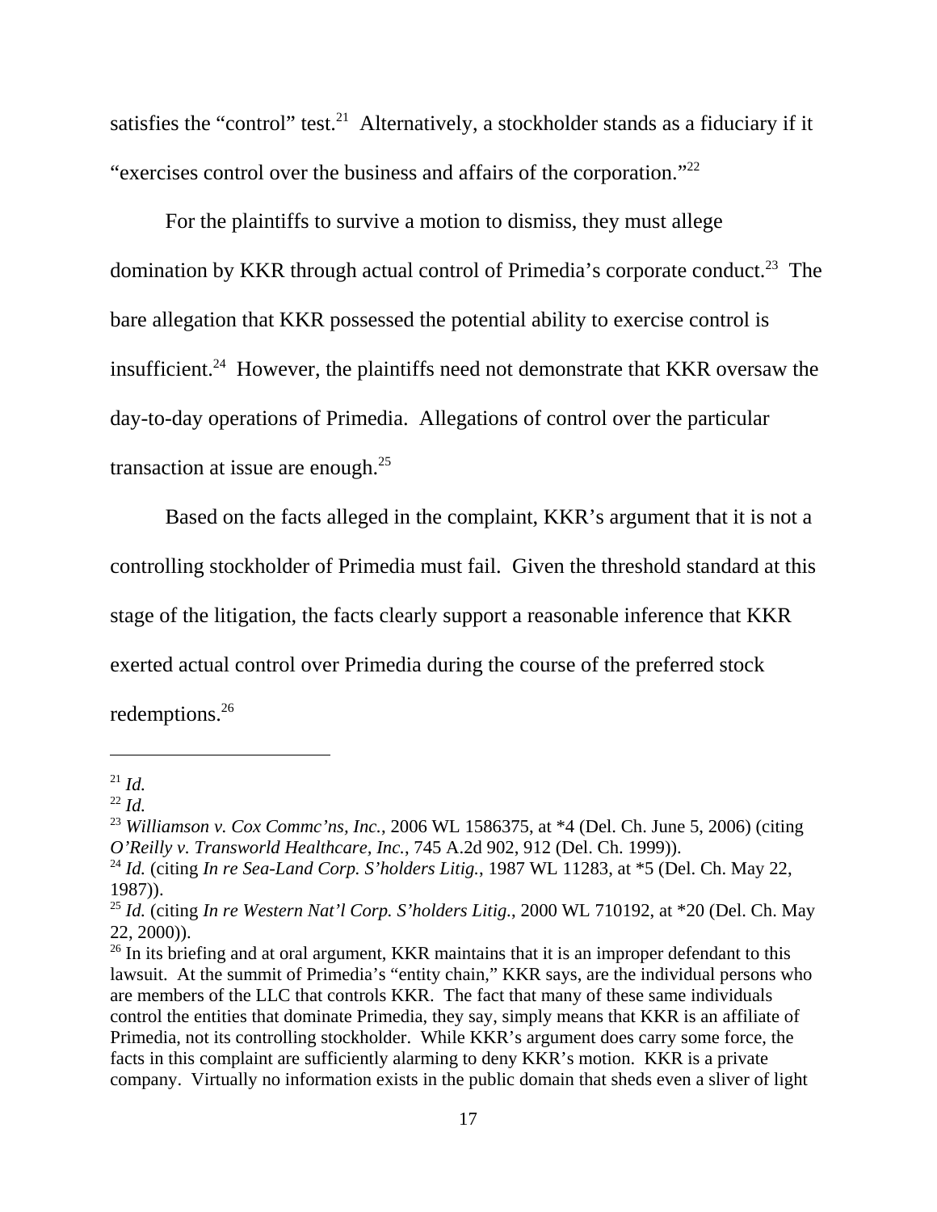satisfies the "control" test.[21] Alternatively, a stockholder stands as a fiduciary if it "exercises control over the business and affairs of the corporation."[22]

For the plaintiffs to survive a motion to dismiss, they must allege domination by KKR through actual control of Primedia's corporate conduct.[23] The bare allegation that KKR possessed the potential ability to exercise control is insufficient.[24] However, the plaintiffs need not demonstrate that KKR oversaw the day-to-day operations of Primedia. Allegations of control over the particular transaction at issue are enough.[25]

Based on the facts alleged in the complaint, KKR's argument that it is not a controlling stockholder of Primedia must fail. Given the threshold standard at this stage of the litigation, the facts clearly support a reasonable inference that KKR exerted actual control over Primedia during the course of the preferred stock redemptions.[26]

---

[21] *Id.*

[22] *Id.*

[23] *Williamson v. Cox Commc'ns, Inc.*, 2006 WL 1586375, at *4 (Del. Ch. June 5, 2006) (citing *O'Reilly v. Transworld Healthcare, Inc.*, 745 A.2d 902, 912 (Del. Ch. 1999)).

[24] *Id.* (citing *In re Sea-Land Corp. S'holders Litig.*, 1987 WL 11283, at *5 (Del. Ch. May 22, 1987)).

[25] *Id.* (citing *In re Western Nat'l Corp. S'holders Litig.*, 2000 WL 710192, at *20 (Del. Ch. May 22, 2000)).

[26] In its briefing and at oral argument, KKR maintains that it is an improper defendant to this lawsuit. At the summit of Primedia's "entity chain," KKR says, are the individual persons who are members of the LLC that controls KKR. The fact that many of these same individuals control the entities that dominate Primedia, they say, simply means that KKR is an affiliate of Primedia, not its controlling stockholder. While KKR's argument does carry some force, the facts in this complaint are sufficiently alarming to deny KKR's motion. KKR is a private company. Virtually no information exists in the public domain that sheds even a sliver of light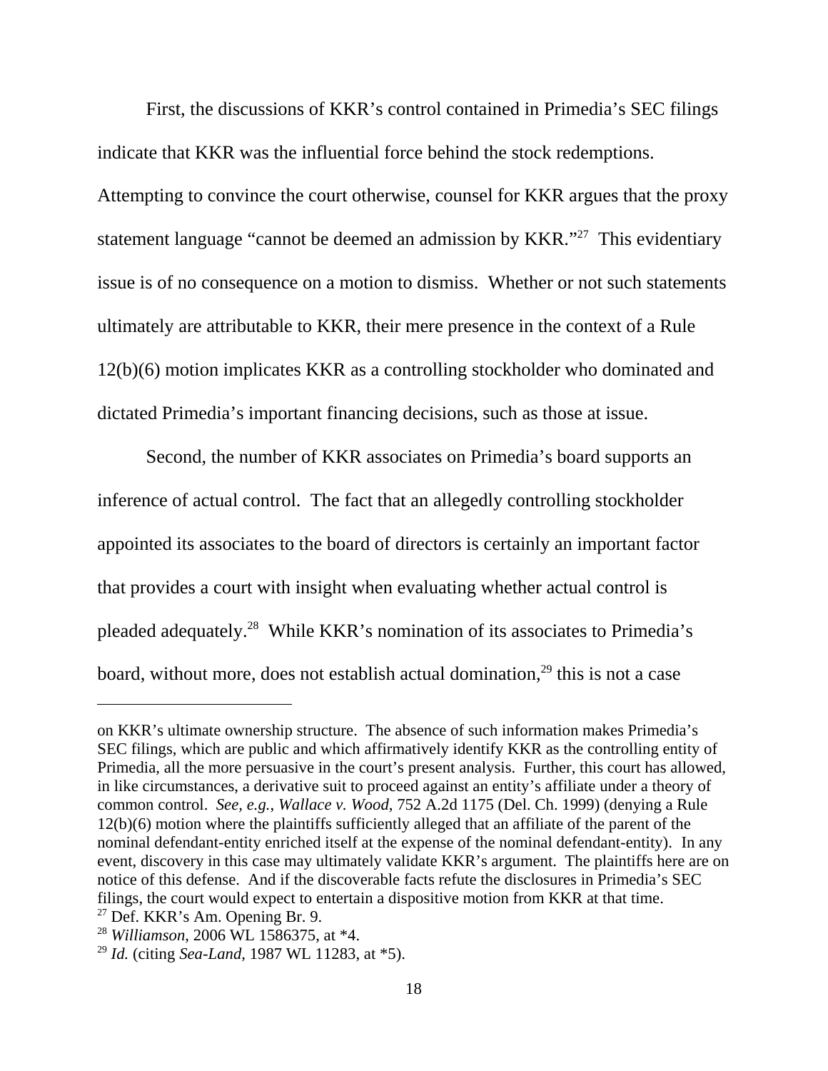First, the discussions of KKR's control contained in Primedia's SEC filings indicate that KKR was the influential force behind the stock redemptions. Attempting to convince the court otherwise, counsel for KKR argues that the proxy statement language "cannot be deemed an admission by KKR."[27] This evidentiary issue is of no consequence on a motion to dismiss. Whether or not such statements ultimately are attributable to KKR, their mere presence in the context of a Rule 12(b)(6) motion implicates KKR as a controlling stockholder who dominated and dictated Primedia's important financing decisions, such as those at issue.

Second, the number of KKR associates on Primedia's board supports an inference of actual control. The fact that an allegedly controlling stockholder appointed its associates to the board of directors is certainly an important factor that provides a court with insight when evaluating whether actual control is pleaded adequately.[28] While KKR's nomination of its associates to Primedia's board, without more, does not establish actual domination,[29] this is not a case

---

on KKR's ultimate ownership structure. The absence of such information makes Primedia's SEC filings, which are public and which affirmatively identify KKR as the controlling entity of Primedia, all the more persuasive in the court's present analysis. Further, this court has allowed, in like circumstances, a derivative suit to proceed against an entity's affiliate under a theory of common control. *See, e.g.*, *Wallace v. Wood*, 752 A.2d 1175 (Del. Ch. 1999) (denying a Rule 12(b)(6) motion where the plaintiffs sufficiently alleged that an affiliate of the parent of the nominal defendant-entity enriched itself at the expense of the nominal defendant-entity). In any event, discovery in this case may ultimately validate KKR's argument. The plaintiffs here are on notice of this defense. And if the discoverable facts refute the disclosures in Primedia's SEC filings, the court would expect to entertain a dispositive motion from KKR at that time.

[27] Def. KKR's Am. Opening Br. 9.

[28] *Williamson*, 2006 WL 1586375, at *4.

[29] *Id.* (citing *Sea-Land*, 1987 WL 11283, at *5).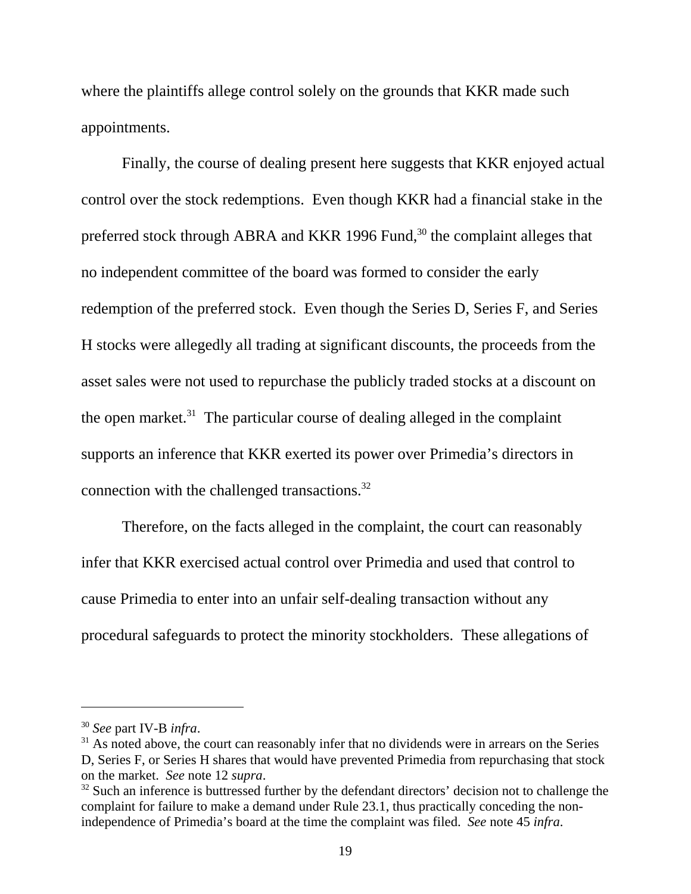where the plaintiffs allege control solely on the grounds that KKR made such appointments.

Finally, the course of dealing present here suggests that KKR enjoyed actual control over the stock redemptions. Even though KKR had a financial stake in the preferred stock through ABRA and KKR 1996 Fund,[30] the complaint alleges that no independent committee of the board was formed to consider the early redemption of the preferred stock. Even though the Series D, Series F, and Series H stocks were allegedly all trading at significant discounts, the proceeds from the asset sales were not used to repurchase the publicly traded stocks at a discount on the open market.[31] The particular course of dealing alleged in the complaint supports an inference that KKR exerted its power over Primedia's directors in connection with the challenged transactions.[32]

Therefore, on the facts alleged in the complaint, the court can reasonably infer that KKR exercised actual control over Primedia and used that control to cause Primedia to enter into an unfair self-dealing transaction without any procedural safeguards to protect the minority stockholders. These allegations of

---

[30] *See* part IV-B *infra*.

[31] As noted above, the court can reasonably infer that no dividends were in arrears on the Series D, Series F, or Series H shares that would have prevented Primedia from repurchasing that stock on the market. *See* note 12 *supra*.

[32] Such an inference is buttressed further by the defendant directors' decision not to challenge the complaint for failure to make a demand under Rule 23.1, thus practically conceding the non-independence of Primedia's board at the time the complaint was filed. *See* note 45 *infra*.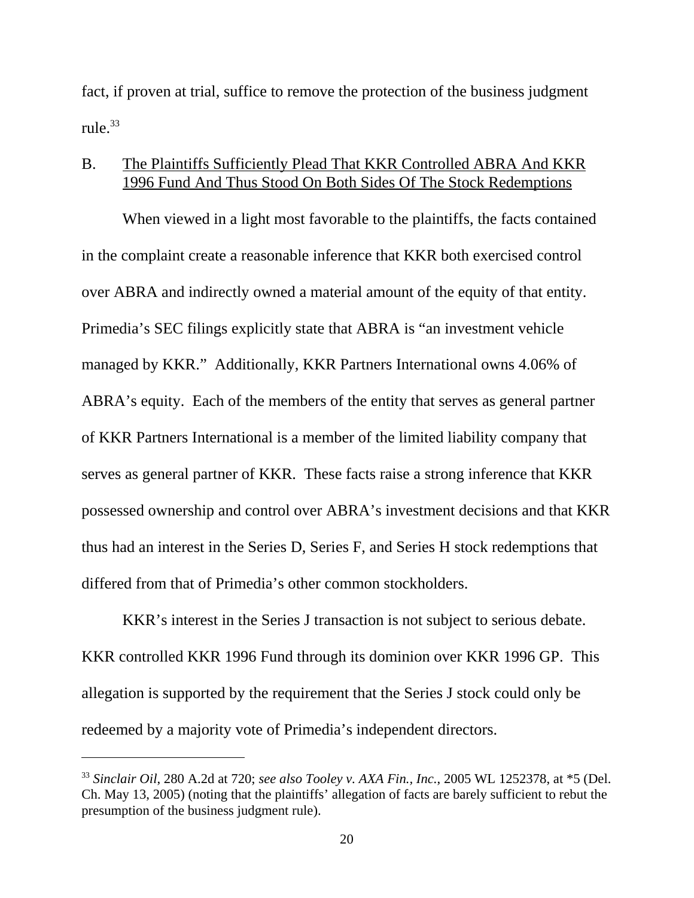fact, if proven at trial, suffice to remove the protection of the business judgment rule.[33]

B. The Plaintiffs Sufficiently Plead That KKR Controlled ABRA And KKR 1996 Fund And Thus Stood On Both Sides Of The Stock Redemptions

When viewed in a light most favorable to the plaintiffs, the facts contained in the complaint create a reasonable inference that KKR both exercised control over ABRA and indirectly owned a material amount of the equity of that entity. Primedia's SEC filings explicitly state that ABRA is "an investment vehicle managed by KKR." Additionally, KKR Partners International owns 4.06% of ABRA's equity. Each of the members of the entity that serves as general partner of KKR Partners International is a member of the limited liability company that serves as general partner of KKR. These facts raise a strong inference that KKR possessed ownership and control over ABRA's investment decisions and that KKR thus had an interest in the Series D, Series F, and Series H stock redemptions that differed from that of Primedia's other common stockholders.

KKR's interest in the Series J transaction is not subject to serious debate. KKR controlled KKR 1996 Fund through its dominion over KKR 1996 GP. This allegation is supported by the requirement that the Series J stock could only be redeemed by a majority vote of Primedia's independent directors.

---

[33] *Sinclair Oil*, 280 A.2d at 720; *see also Tooley v. AXA Fin., Inc.*, 2005 WL 1252378, at *5 (Del. Ch. May 13, 2005) (noting that the plaintiffs' allegation of facts are barely sufficient to rebut the presumption of the business judgment rule).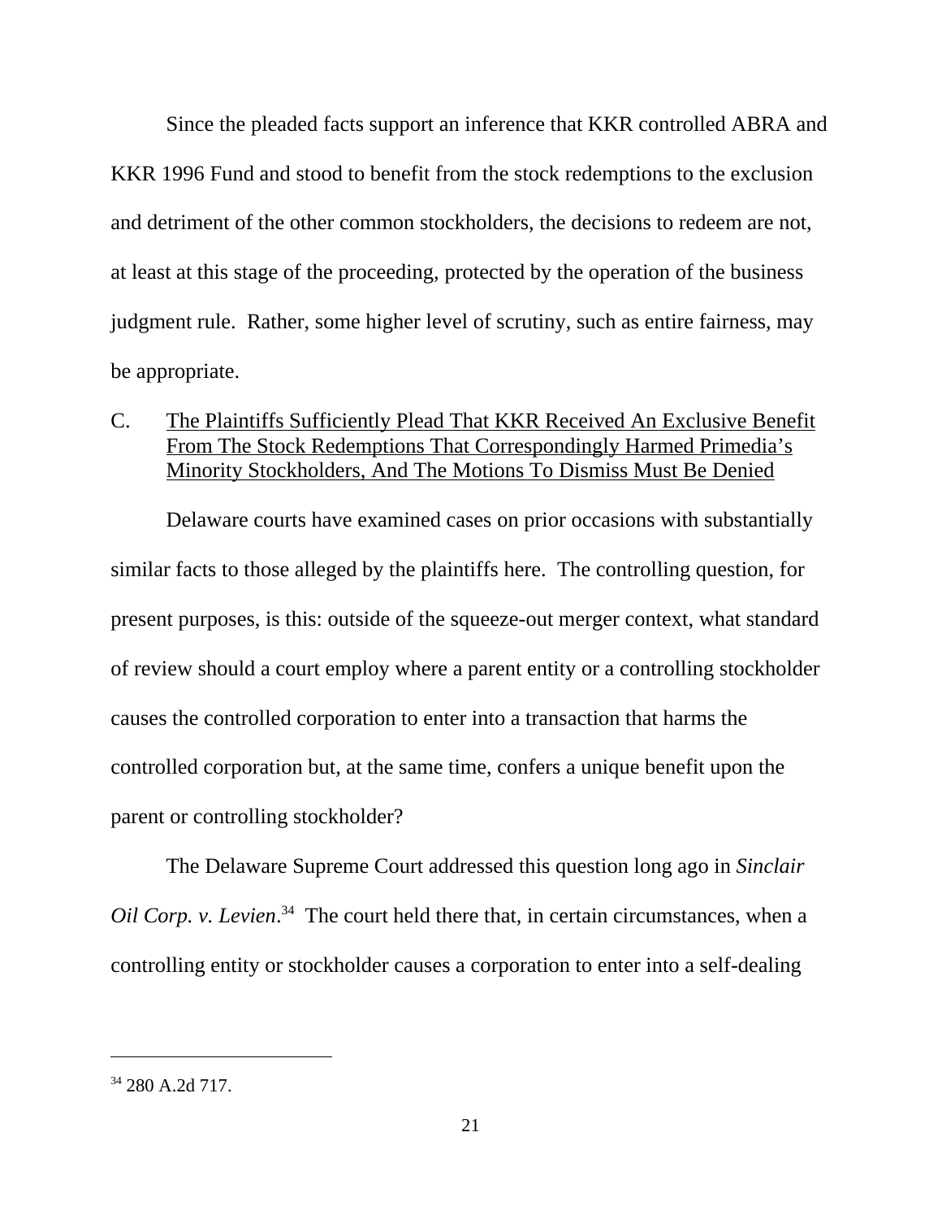Since the pleaded facts support an inference that KKR controlled ABRA and KKR 1996 Fund and stood to benefit from the stock redemptions to the exclusion and detriment of the other common stockholders, the decisions to redeem are not, at least at this stage of the proceeding, protected by the operation of the business judgment rule. Rather, some higher level of scrutiny, such as entire fairness, may be appropriate.

C. <u>The Plaintiffs Sufficiently Plead That KKR Received An Exclusive Benefit From The Stock Redemptions That Correspondingly Harmed Primedia's Minority Stockholders, And The Motions To Dismiss Must Be Denied</u>

Delaware courts have examined cases on prior occasions with substantially similar facts to those alleged by the plaintiffs here. The controlling question, for present purposes, is this: outside of the squeeze-out merger context, what standard of review should a court employ where a parent entity or a controlling stockholder causes the controlled corporation to enter into a transaction that harms the controlled corporation but, at the same time, confers a unique benefit upon the parent or controlling stockholder?

The Delaware Supreme Court addressed this question long ago in *Sinclair Oil Corp. v. Levien*.[34] The court held there that, in certain circumstances, when a controlling entity or stockholder causes a corporation to enter into a self-dealing

---

[34] 280 A.2d 717.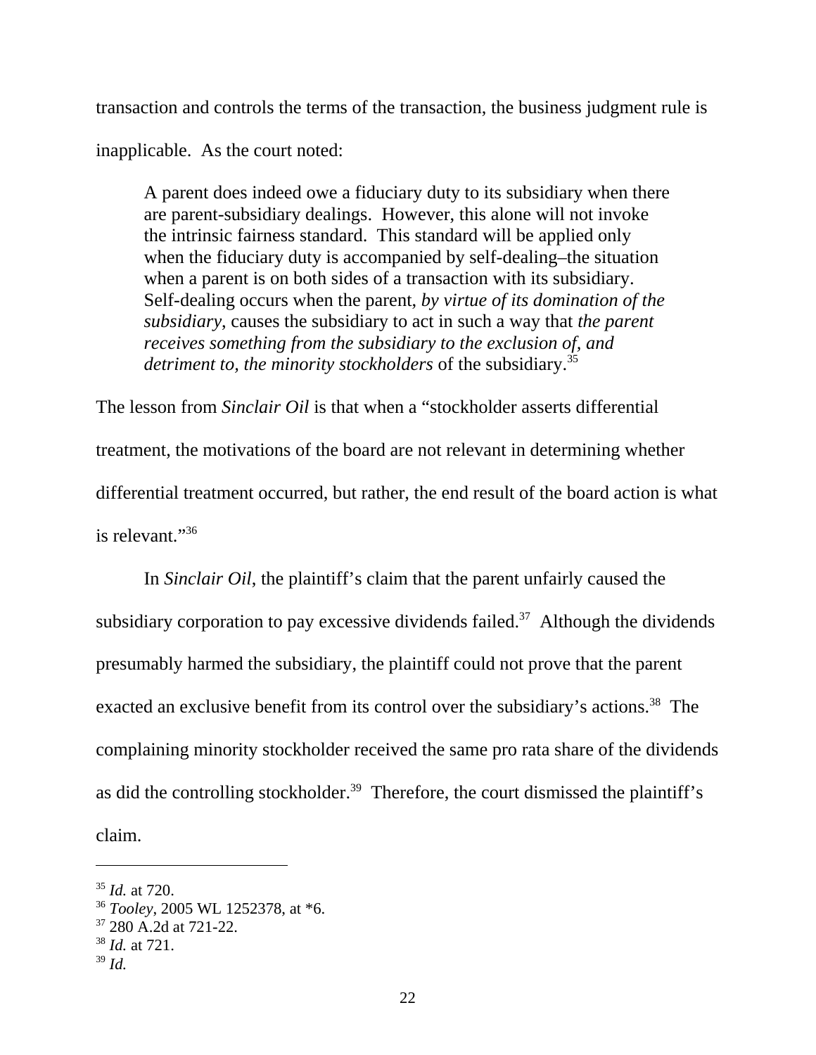transaction and controls the terms of the transaction, the business judgment rule is inapplicable. As the court noted:

> A parent does indeed owe a fiduciary duty to its subsidiary when there are parent-subsidiary dealings. However, this alone will not invoke the intrinsic fairness standard. This standard will be applied only when the fiduciary duty is accompanied by self-dealing–the situation when a parent is on both sides of a transaction with its subsidiary. Self-dealing occurs when the parent, *by virtue of its domination of the subsidiary*, causes the subsidiary to act in such a way that *the parent receives something from the subsidiary to the exclusion of, and detriment to, the minority stockholders* of the subsidiary.[35]

The lesson from *Sinclair Oil* is that when a "stockholder asserts differential treatment, the motivations of the board are not relevant in determining whether differential treatment occurred, but rather, the end result of the board action is what is relevant."[36]

In *Sinclair Oil*, the plaintiff's claim that the parent unfairly caused the subsidiary corporation to pay excessive dividends failed.[37] Although the dividends presumably harmed the subsidiary, the plaintiff could not prove that the parent exacted an exclusive benefit from its control over the subsidiary's actions.[38] The complaining minority stockholder received the same pro rata share of the dividends as did the controlling stockholder.[39] Therefore, the court dismissed the plaintiff's claim.

---

[35] *Id.* at 720.
[36] *Tooley*, 2005 WL 1252378, at *6.
[37] 280 A.2d at 721-22.
[38] *Id.* at 721.
[39] *Id.*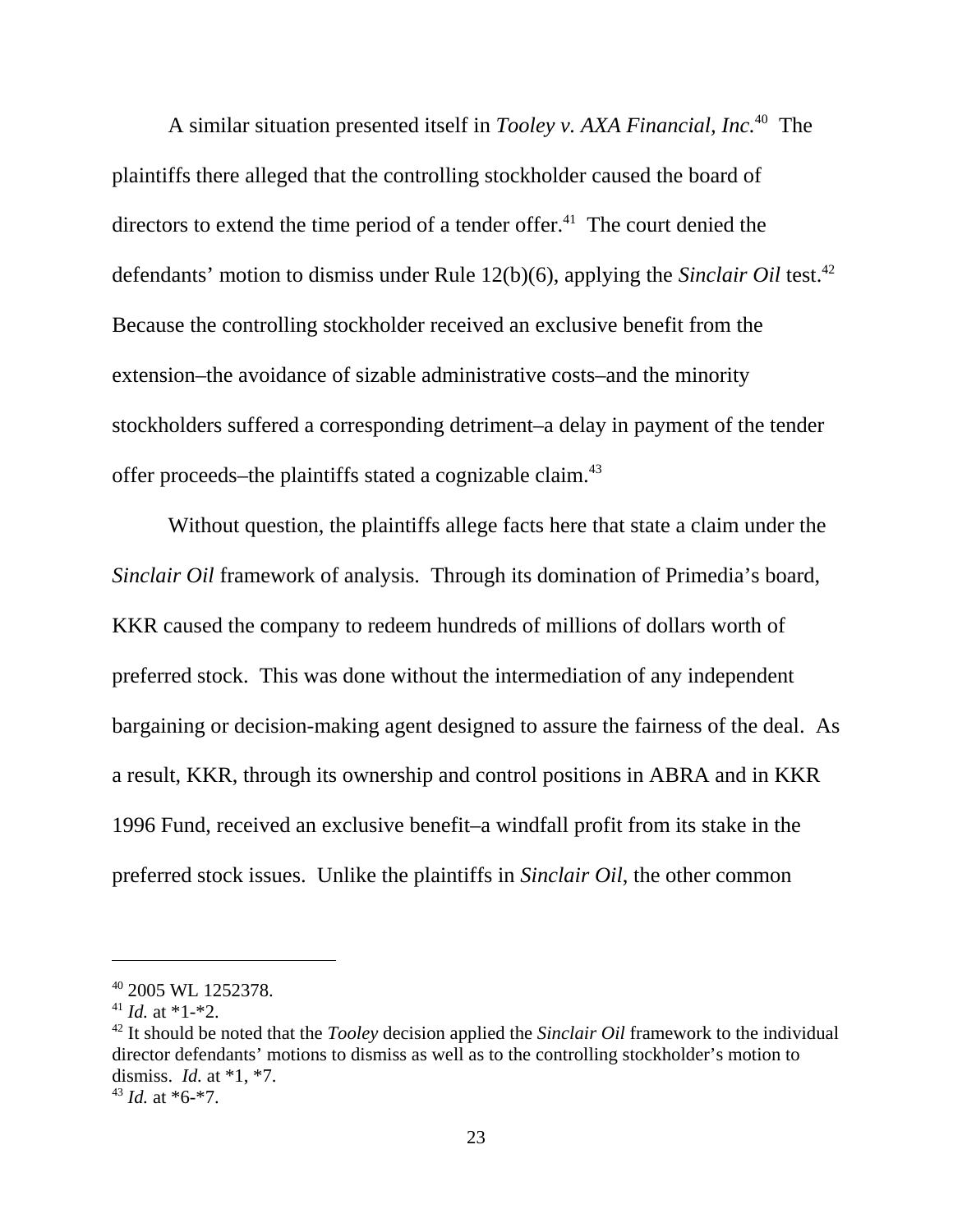A similar situation presented itself in *Tooley v. AXA Financial, Inc.*[40] The plaintiffs there alleged that the controlling stockholder caused the board of directors to extend the time period of a tender offer.[41] The court denied the defendants' motion to dismiss under Rule 12(b)(6), applying the *Sinclair Oil* test.[42] Because the controlling stockholder received an exclusive benefit from the extension–the avoidance of sizable administrative costs–and the minority stockholders suffered a corresponding detriment–a delay in payment of the tender offer proceeds–the plaintiffs stated a cognizable claim.[43]

Without question, the plaintiffs allege facts here that state a claim under the *Sinclair Oil* framework of analysis. Through its domination of Primedia's board, KKR caused the company to redeem hundreds of millions of dollars worth of preferred stock. This was done without the intermediation of any independent bargaining or decision-making agent designed to assure the fairness of the deal. As a result, KKR, through its ownership and control positions in ABRA and in KKR 1996 Fund, received an exclusive benefit–a windfall profit from its stake in the preferred stock issues. Unlike the plaintiffs in *Sinclair Oil*, the other common

---

[40] 2005 WL 1252378.

[41] *Id.* at *1-*2.

[42] It should be noted that the *Tooley* decision applied the *Sinclair Oil* framework to the individual director defendants' motions to dismiss as well as to the controlling stockholder's motion to dismiss. *Id.* at *1, *7.

[43] *Id.* at *6-*7.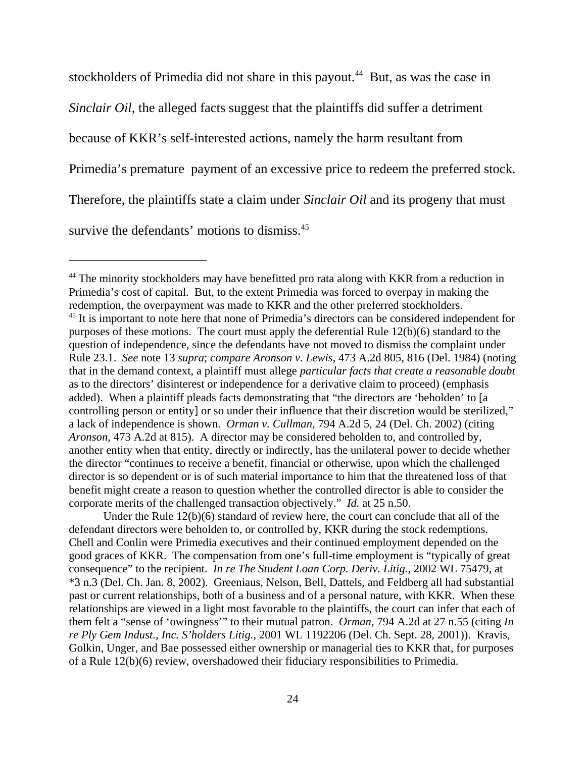stockholders of Primedia did not share in this payout.[44] But, as was the case in *Sinclair Oil*, the alleged facts suggest that the plaintiffs did suffer a detriment because of KKR's self-interested actions, namely the harm resultant from Primedia's premature payment of an excessive price to redeem the preferred stock. Therefore, the plaintiffs state a claim under *Sinclair Oil* and its progeny that must survive the defendants' motions to dismiss.[45]

---

[44] The minority stockholders may have benefitted pro rata along with KKR from a reduction in Primedia's cost of capital. But, to the extent Primedia was forced to overpay in making the redemption, the overpayment was made to KKR and the other preferred stockholders.

[45] It is important to note here that none of Primedia's directors can be considered independent for purposes of these motions. The court must apply the deferential Rule 12(b)(6) standard to the question of independence, since the defendants have not moved to dismiss the complaint under Rule 23.1. *See* note 13 *supra*; *compare Aronson v. Lewis*, 473 A.2d 805, 816 (Del. 1984) (noting that in the demand context, a plaintiff must allege *particular facts that create a reasonable doubt* as to the directors' disinterest or independence for a derivative claim to proceed) (emphasis added). When a plaintiff pleads facts demonstrating that "the directors are 'beholden' to [a controlling person or entity] or so under their influence that their discretion would be sterilized," a lack of independence is shown. *Orman v. Cullman*, 794 A.2d 5, 24 (Del. Ch. 2002) (citing *Aronson*, 473 A.2d at 815). A director may be considered beholden to, and controlled by, another entity when that entity, directly or indirectly, has the unilateral power to decide whether the director "continues to receive a benefit, financial or otherwise, upon which the challenged director is so dependent or is of such material importance to him that the threatened loss of that benefit might create a reason to question whether the controlled director is able to consider the corporate merits of the challenged transaction objectively." *Id.* at 25 n.50.

Under the Rule 12(b)(6) standard of review here, the court can conclude that all of the defendant directors were beholden to, or controlled by, KKR during the stock redemptions. Chell and Conlin were Primedia executives and their continued employment depended on the good graces of KKR. The compensation from one's full-time employment is "typically of great consequence" to the recipient. *In re The Student Loan Corp. Deriv. Litig.*, 2002 WL 75479, at *3 n.3 (Del. Ch. Jan. 8, 2002). Greeniaus, Nelson, Bell, Dattels, and Feldberg all had substantial past or current relationships, both of a business and of a personal nature, with KKR. When these relationships are viewed in a light most favorable to the plaintiffs, the court can infer that each of them felt a "sense of 'owingness'" to their mutual patron. *Orman*, 794 A.2d at 27 n.55 (citing *In re Ply Gem Indust., Inc. S'holders Litig.*, 2001 WL 1192206 (Del. Ch. Sept. 28, 2001)). Kravis, Golkin, Unger, and Bae possessed either ownership or managerial ties to KKR that, for purposes of a Rule 12(b)(6) review, overshadowed their fiduciary responsibilities to Primedia.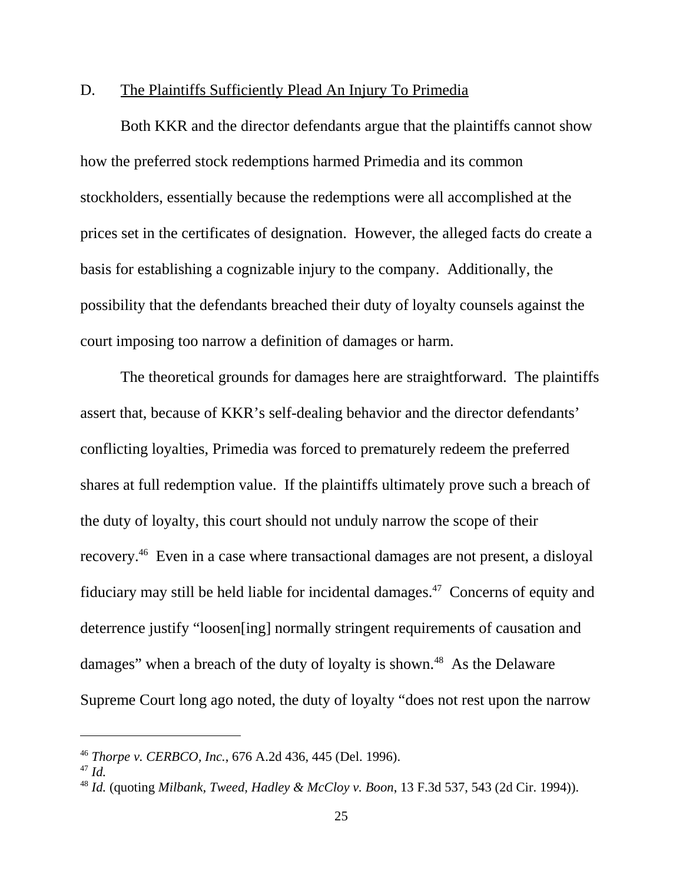D. The Plaintiffs Sufficiently Plead An Injury To Primedia

Both KKR and the director defendants argue that the plaintiffs cannot show how the preferred stock redemptions harmed Primedia and its common stockholders, essentially because the redemptions were all accomplished at the prices set in the certificates of designation. However, the alleged facts do create a basis for establishing a cognizable injury to the company. Additionally, the possibility that the defendants breached their duty of loyalty counsels against the court imposing too narrow a definition of damages or harm.

The theoretical grounds for damages here are straightforward. The plaintiffs assert that, because of KKR's self-dealing behavior and the director defendants' conflicting loyalties, Primedia was forced to prematurely redeem the preferred shares at full redemption value. If the plaintiffs ultimately prove such a breach of the duty of loyalty, this court should not unduly narrow the scope of their recovery.[46] Even in a case where transactional damages are not present, a disloyal fiduciary may still be held liable for incidental damages.[47] Concerns of equity and deterrence justify "loosen[ing] normally stringent requirements of causation and damages" when a breach of the duty of loyalty is shown.[48] As the Delaware Supreme Court long ago noted, the duty of loyalty "does not rest upon the narrow

---

[46] *Thorpe v. CERBCO, Inc.*, 676 A.2d 436, 445 (Del. 1996).

[47] *Id.*

[48] *Id.* (quoting *Milbank, Tweed, Hadley & McCloy v. Boon*, 13 F.3d 537, 543 (2d Cir. 1994)).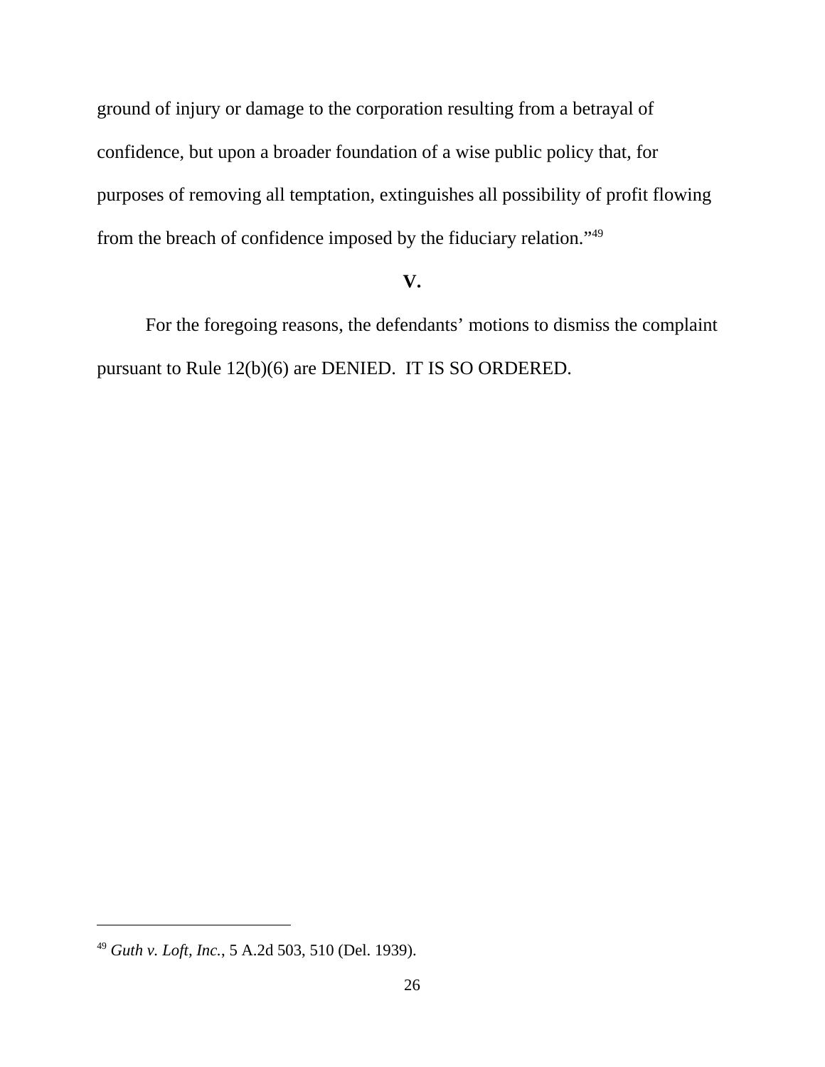ground of injury or damage to the corporation resulting from a betrayal of confidence, but upon a broader foundation of a wise public policy that, for purposes of removing all temptation, extinguishes all possibility of profit flowing from the breach of confidence imposed by the fiduciary relation."[49]

**V.**

For the foregoing reasons, the defendants' motions to dismiss the complaint pursuant to Rule 12(b)(6) are DENIED. IT IS SO ORDERED.

---

[49] *Guth v. Loft, Inc.*, 5 A.2d 503, 510 (Del. 1939).